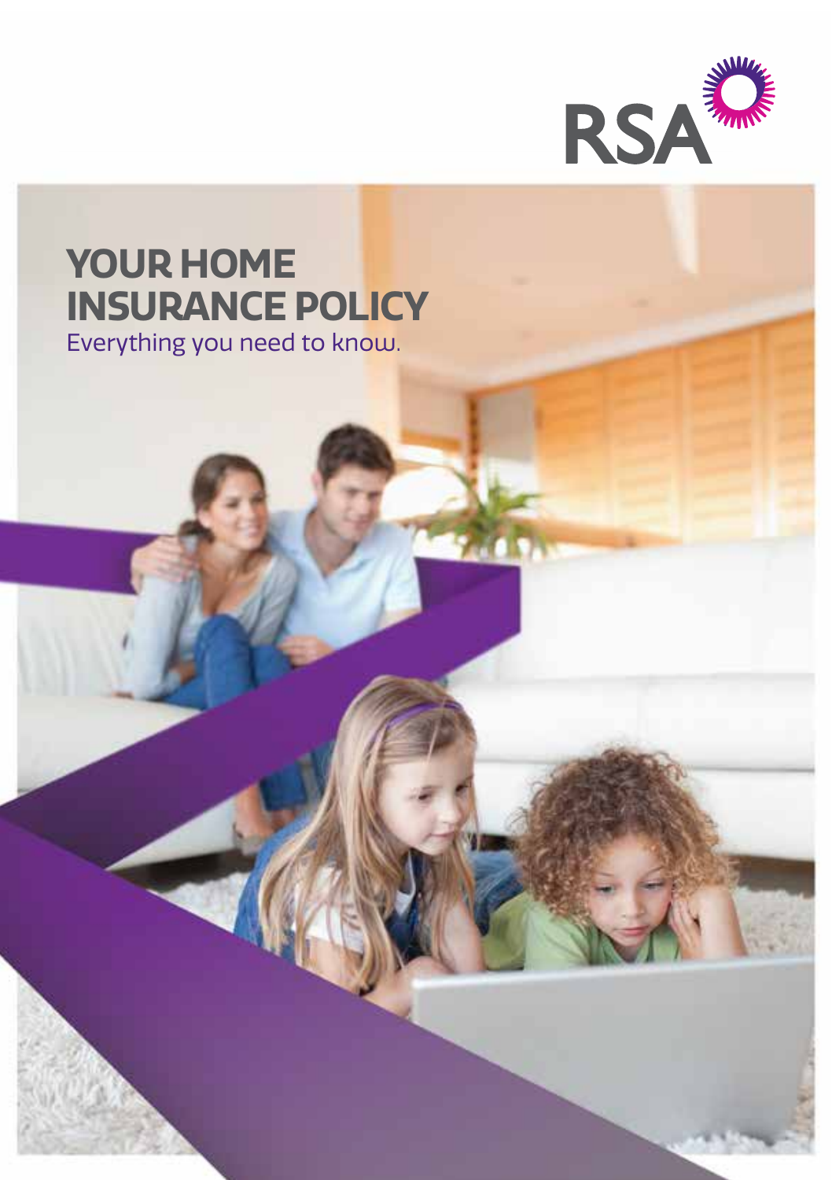RSA

# YOUR HOME INSURANCE POLICY

Everything you need to know.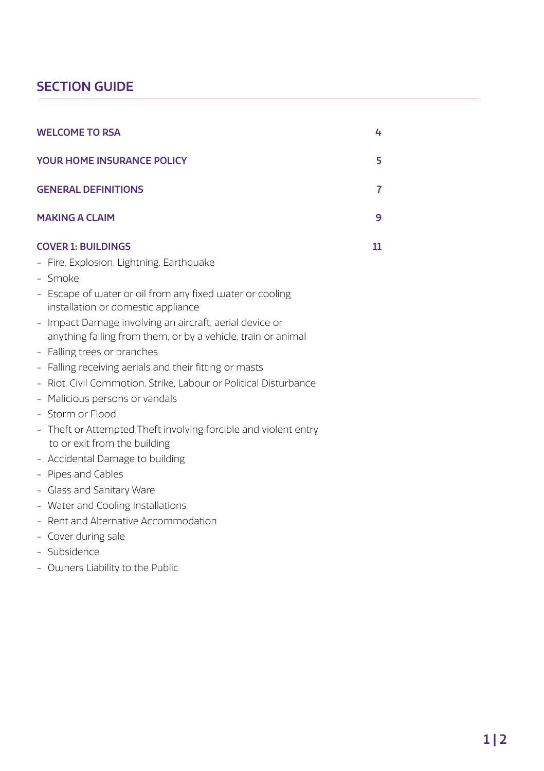## SECTION GUIDE

| | |
|---|---|
| **WELCOME TO RSA** | **4** |
| **YOUR HOME INSURANCE POLICY** | **5** |
| **GENERAL DEFINITIONS** | **7** |
| **MAKING A CLAIM** | **9** |
| **COVER 1: BUILDINGS** | **11** |

- Fire, Explosion, Lightning, Earthquake
- Smoke
- Escape of water or oil from any fixed water or cooling installation or domestic appliance
- Impact Damage involving an aircraft, aerial device or anything falling from them, or by a vehicle, train or animal
- Falling trees or branches
- Falling receiving aerials and their fitting or masts
- Riot, Civil Commotion, Strike, Labour or Political Disturbance
- Malicious persons or vandals
- Storm or Flood
- Theft or Attempted Theft involving forcible and violent entry to or exit from the building
- Accidental Damage to building
- Pipes and Cables
- Glass and Sanitary Ware
- Water and Cooling Installations
- Rent and Alternative Accommodation
- Cover during sale
- Subsidence
- Owners Liability to the Public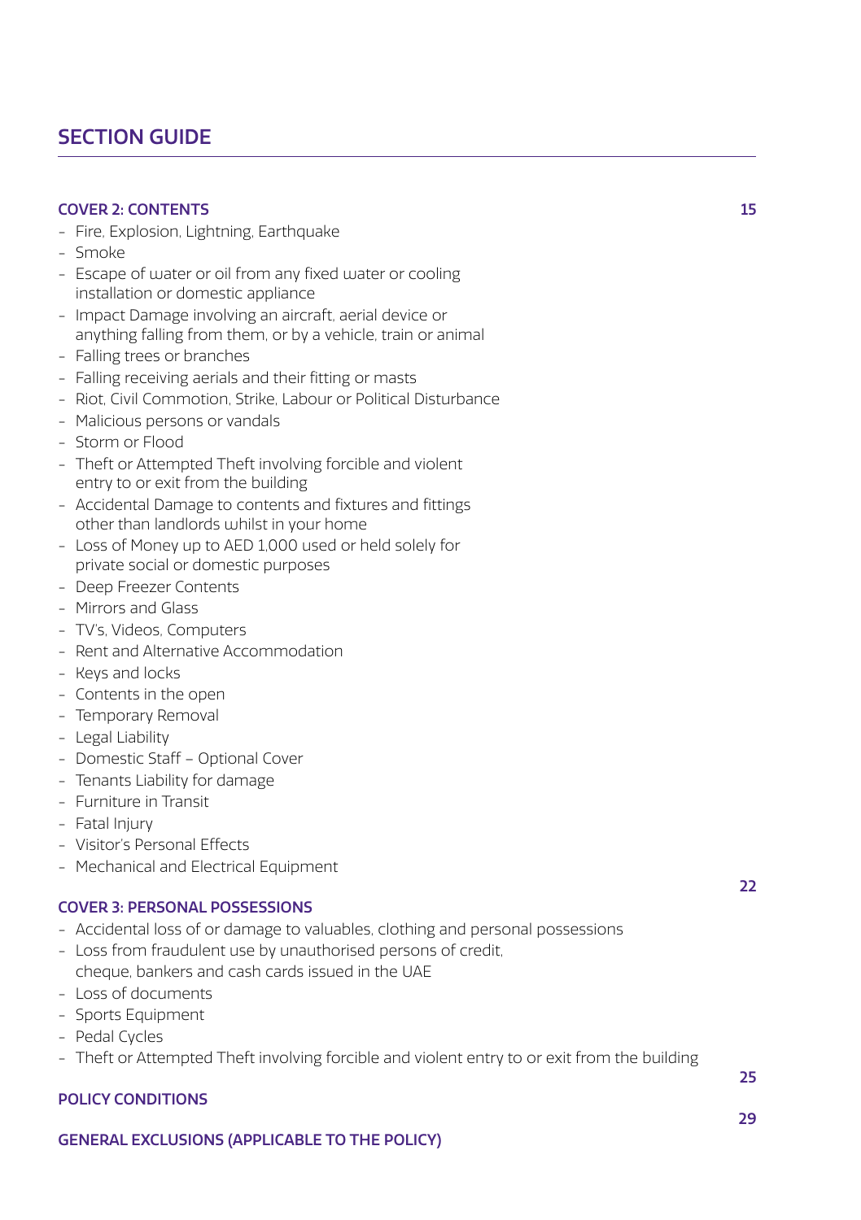## SECTION GUIDE

**COVER 2: CONTENTS** 15

- Fire, Explosion, Lightning, Earthquake
- Smoke
- Escape of water or oil from any fixed water or cooling installation or domestic appliance
- Impact Damage involving an aircraft, aerial device or anything falling from them, or by a vehicle, train or animal
- Falling trees or branches
- Falling receiving aerials and their fitting or masts
- Riot, Civil Commotion, Strike, Labour or Political Disturbance
- Malicious persons or vandals
- Storm or Flood
- Theft or Attempted Theft involving forcible and violent entry to or exit from the building
- Accidental Damage to contents and fixtures and fittings other than landlords whilst in your home
- Loss of Money up to AED 1,000 used or held solely for private social or domestic purposes
- Deep Freezer Contents
- Mirrors and Glass
- TV's, Videos, Computers
- Rent and Alternative Accommodation
- Keys and locks
- Contents in the open
- Temporary Removal
- Legal Liability
- Domestic Staff – Optional Cover
- Tenants Liability for damage
- Furniture in Transit
- Fatal Injury
- Visitor's Personal Effects
- Mechanical and Electrical Equipment

**COVER 3: PERSONAL POSSESSIONS** 22

- Accidental loss of or damage to valuables, clothing and personal possessions
- Loss from fraudulent use by unauthorised persons of credit, cheque, bankers and cash cards issued in the UAE
- Loss of documents
- Sports Equipment
- Pedal Cycles
- Theft or Attempted Theft involving forcible and violent entry to or exit from the building

**POLICY CONDITIONS** 25

**GENERAL EXCLUSIONS (APPLICABLE TO THE POLICY)** 29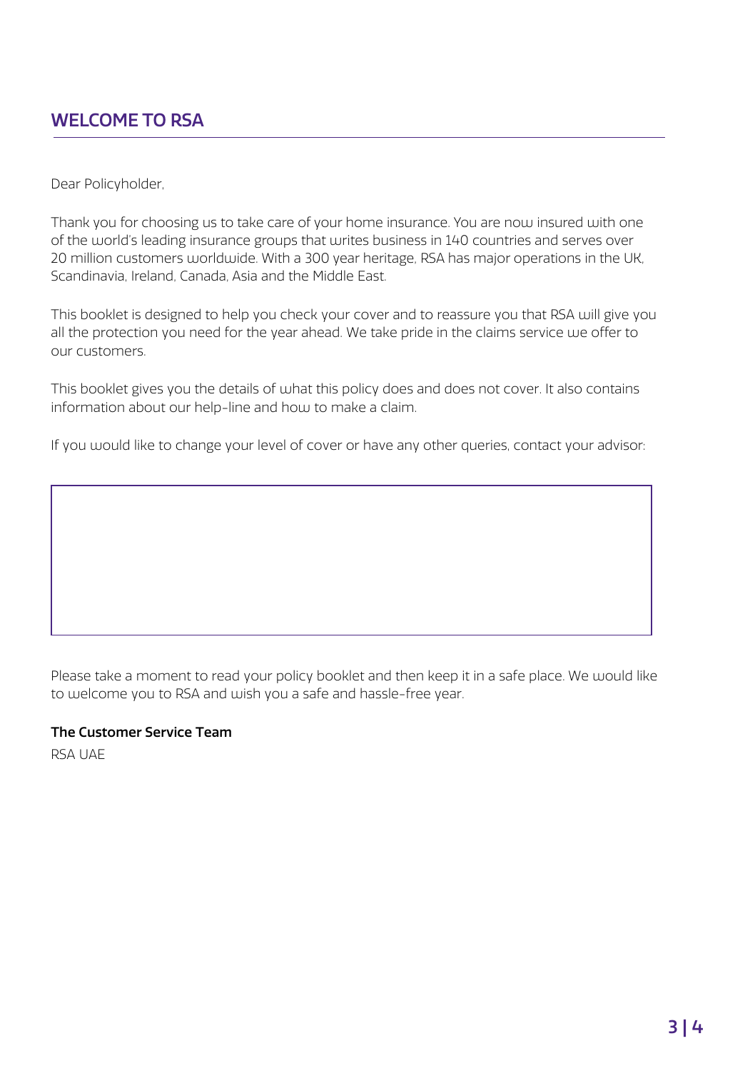## WELCOME TO RSA

Dear Policyholder,

Thank you for choosing us to take care of your home insurance. You are now insured with one of the world's leading insurance groups that writes business in 140 countries and serves over 20 million customers worldwide. With a 300 year heritage, RSA has major operations in the UK, Scandinavia, Ireland, Canada, Asia and the Middle East.

This booklet is designed to help you check your cover and to reassure you that RSA will give you all the protection you need for the year ahead. We take pride in the claims service we offer to our customers.

This booklet gives you the details of what this policy does and does not cover. It also contains information about our help-line and how to make a claim.

If you would like to change your level of cover or have any other queries, contact your advisor:

Please take a moment to read your policy booklet and then keep it in a safe place. We would like to welcome you to RSA and wish you a safe and hassle-free year.

**The Customer Service Team**

RSA UAE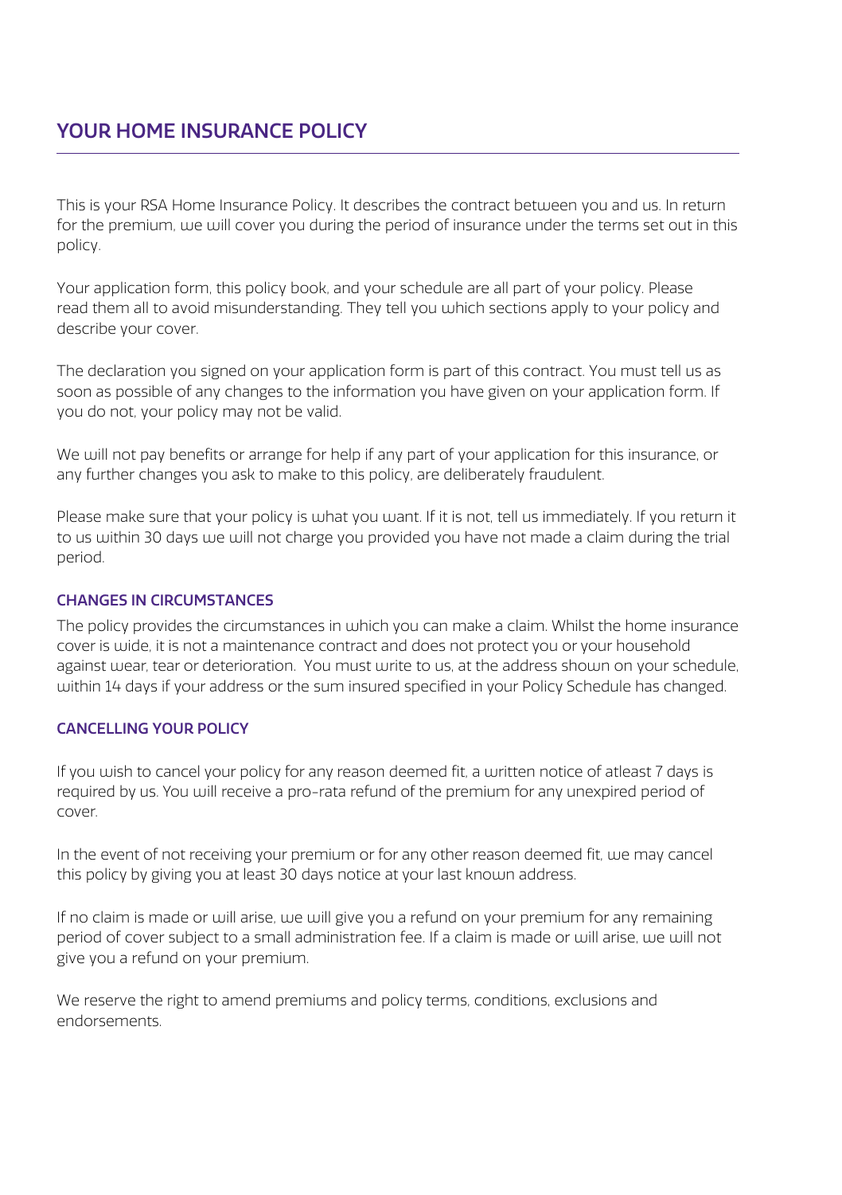# YOUR HOME INSURANCE POLICY

This is your RSA Home Insurance Policy. It describes the contract between you and us. In return for the premium, we will cover you during the period of insurance under the terms set out in this policy.

Your application form, this policy book, and your schedule are all part of your policy. Please read them all to avoid misunderstanding. They tell you which sections apply to your policy and describe your cover.

The declaration you signed on your application form is part of this contract. You must tell us as soon as possible of any changes to the information you have given on your application form. If you do not, your policy may not be valid.

We will not pay benefits or arrange for help if any part of your application for this insurance, or any further changes you ask to make to this policy, are deliberately fraudulent.

Please make sure that your policy is what you want. If it is not, tell us immediately. If you return it to us within 30 days we will not charge you provided you have not made a claim during the trial period.

### CHANGES IN CIRCUMSTANCES

The policy provides the circumstances in which you can make a claim. Whilst the home insurance cover is wide, it is not a maintenance contract and does not protect you or your household against wear, tear or deterioration. You must write to us, at the address shown on your schedule, within 14 days if your address or the sum insured specified in your Policy Schedule has changed.

### CANCELLING YOUR POLICY

If you wish to cancel your policy for any reason deemed fit, a written notice of atleast 7 days is required by us. You will receive a pro-rata refund of the premium for any unexpired period of cover.

In the event of not receiving your premium or for any other reason deemed fit, we may cancel this policy by giving you at least 30 days notice at your last known address.

If no claim is made or will arise, we will give you a refund on your premium for any remaining period of cover subject to a small administration fee. If a claim is made or will arise, we will not give you a refund on your premium.

We reserve the right to amend premiums and policy terms, conditions, exclusions and endorsements.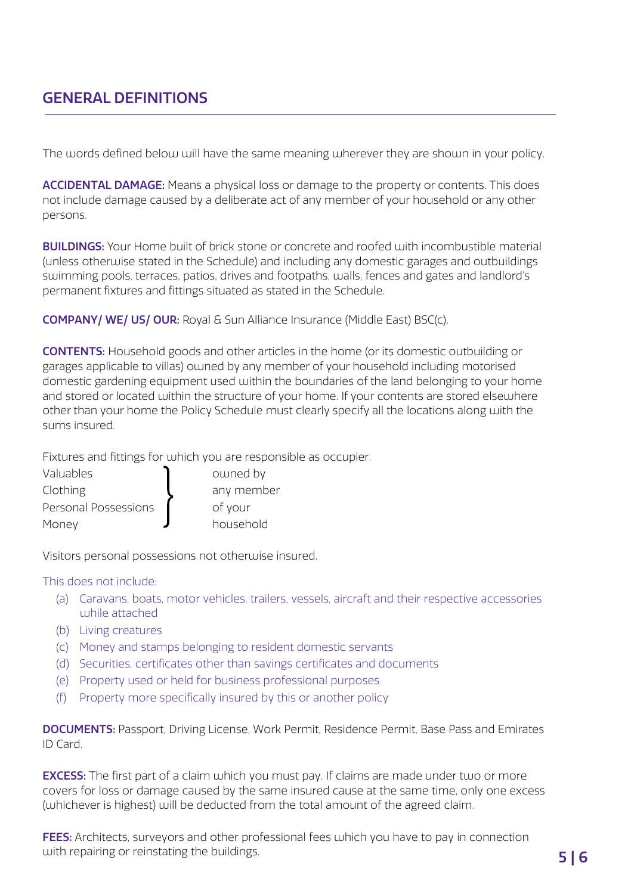## GENERAL DEFINITIONS

The words defined below will have the same meaning wherever they are shown in your policy.

**ACCIDENTAL DAMAGE:** Means a physical loss or damage to the property or contents. This does not include damage caused by a deliberate act of any member of your household or any other persons.

**BUILDINGS:** Your Home built of brick stone or concrete and roofed with incombustible material (unless otherwise stated in the Schedule) and including any domestic garages and outbuildings swimming pools, terraces, patios, drives and footpaths, walls, fences and gates and landlord's permanent fixtures and fittings situated as stated in the Schedule.

**COMPANY/ WE/ US/ OUR:** Royal & Sun Alliance Insurance (Middle East) BSC(c).

**CONTENTS:** Household goods and other articles in the home (or its domestic outbuilding or garages applicable to villas) owned by any member of your household including motorised domestic gardening equipment used within the boundaries of the land belonging to your home and stored or located within the structure of your home. If your contents are stored elsewhere other than your home the Policy Schedule must clearly specify all the locations along with the sums insured.

Fixtures and fittings for which you are responsible as occupier.

Valuables, Clothing, Personal Possessions, Money – owned by any member of your household

Visitors personal possessions not otherwise insured.

This does not include:

- (a) Caravans, boats, motor vehicles, trailers, vessels, aircraft and their respective accessories while attached
- (b) Living creatures
- (c) Money and stamps belonging to resident domestic servants
- (d) Securities, certificates other than savings certificates and documents
- (e) Property used or held for business professional purposes
- (f) Property more specifically insured by this or another policy

**DOCUMENTS:** Passport, Driving License, Work Permit, Residence Permit, Base Pass and Emirates ID Card.

**EXCESS:** The first part of a claim which you must pay. If claims are made under two or more covers for loss or damage caused by the same insured cause at the same time, only one excess (whichever is highest) will be deducted from the total amount of the agreed claim.

**FEES:** Architects, surveyors and other professional fees which you have to pay in connection with repairing or reinstating the buildings.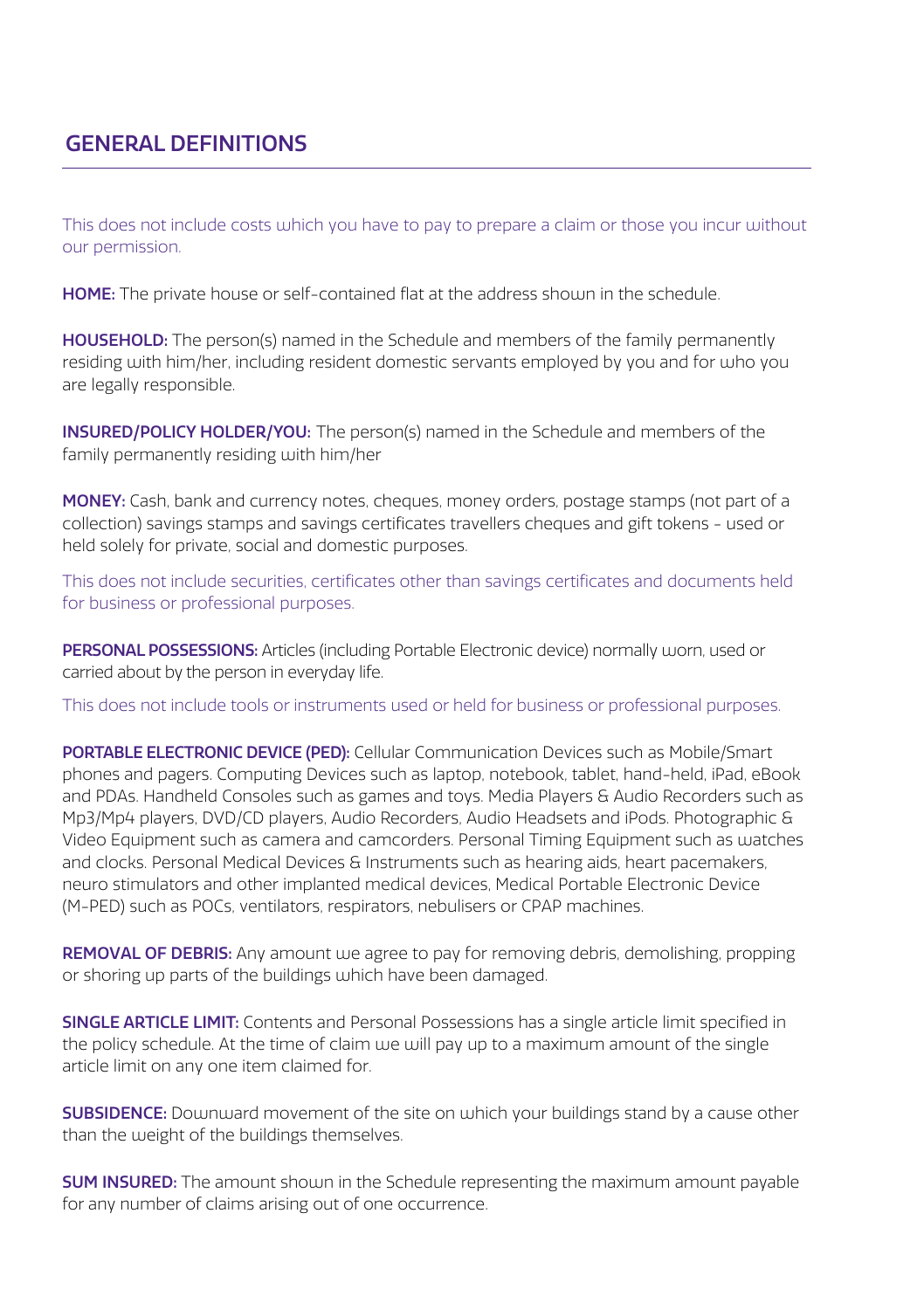## GENERAL DEFINITIONS

This does not include costs which you have to pay to prepare a claim or those you incur without our permission.

**HOME:** The private house or self-contained flat at the address shown in the schedule.

**HOUSEHOLD:** The person(s) named in the Schedule and members of the family permanently residing with him/her, including resident domestic servants employed by you and for who you are legally responsible.

**INSURED/POLICY HOLDER/YOU:** The person(s) named in the Schedule and members of the family permanently residing with him/her

**MONEY:** Cash, bank and currency notes, cheques, money orders, postage stamps (not part of a collection) savings stamps and savings certificates travellers cheques and gift tokens - used or held solely for private, social and domestic purposes.

This does not include securities, certificates other than savings certificates and documents held for business or professional purposes.

**PERSONAL POSSESSIONS:** Articles (including Portable Electronic device) normally worn, used or carried about by the person in everyday life.

This does not include tools or instruments used or held for business or professional purposes.

**PORTABLE ELECTRONIC DEVICE (PED):** Cellular Communication Devices such as Mobile/Smart phones and pagers. Computing Devices such as laptop, notebook, tablet, hand-held, iPad, eBook and PDAs. Handheld Consoles such as games and toys. Media Players & Audio Recorders such as Mp3/Mp4 players, DVD/CD players, Audio Recorders, Audio Headsets and iPods. Photographic & Video Equipment such as camera and camcorders. Personal Timing Equipment such as watches and clocks. Personal Medical Devices & Instruments such as hearing aids, heart pacemakers, neuro stimulators and other implanted medical devices, Medical Portable Electronic Device (M-PED) such as POCs, ventilators, respirators, nebulisers or CPAP machines.

**REMOVAL OF DEBRIS:** Any amount we agree to pay for removing debris, demolishing, propping or shoring up parts of the buildings which have been damaged.

**SINGLE ARTICLE LIMIT:** Contents and Personal Possessions has a single article limit specified in the policy schedule. At the time of claim we will pay up to a maximum amount of the single article limit on any one item claimed for.

**SUBSIDENCE:** Downward movement of the site on which your buildings stand by a cause other than the weight of the buildings themselves.

**SUM INSURED:** The amount shown in the Schedule representing the maximum amount payable for any number of claims arising out of one occurrence.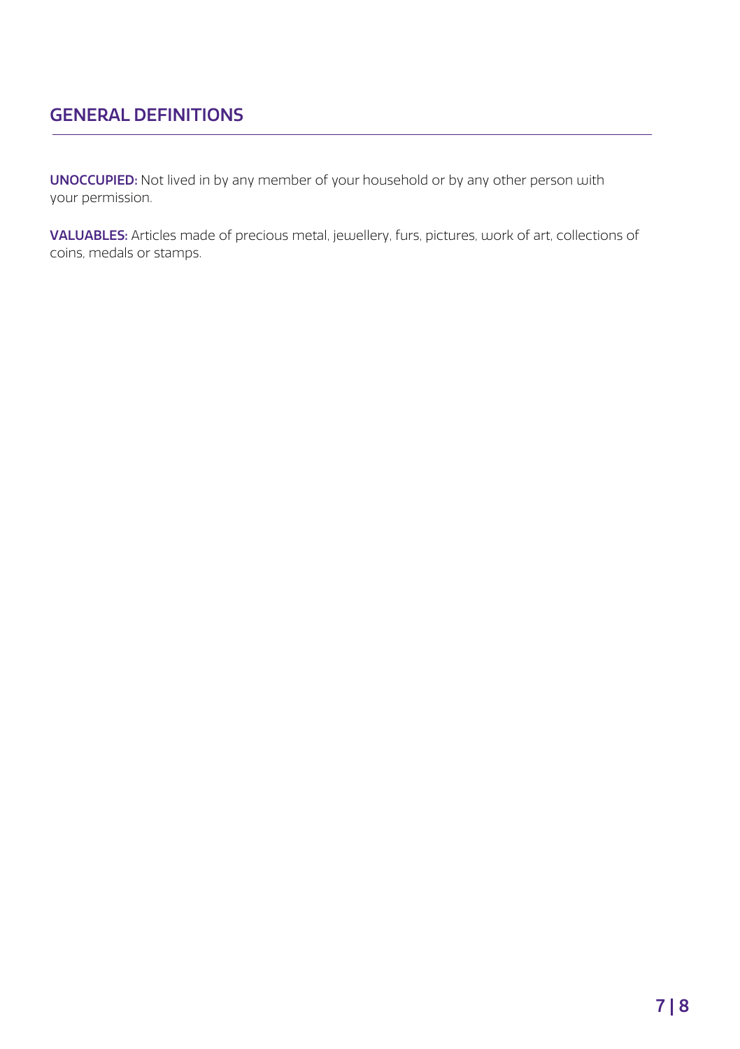## GENERAL DEFINITIONS

**UNOCCUPIED:** Not lived in by any member of your household or by any other person with your permission.

**VALUABLES:** Articles made of precious metal, jewellery, furs, pictures, work of art, collections of coins, medals or stamps.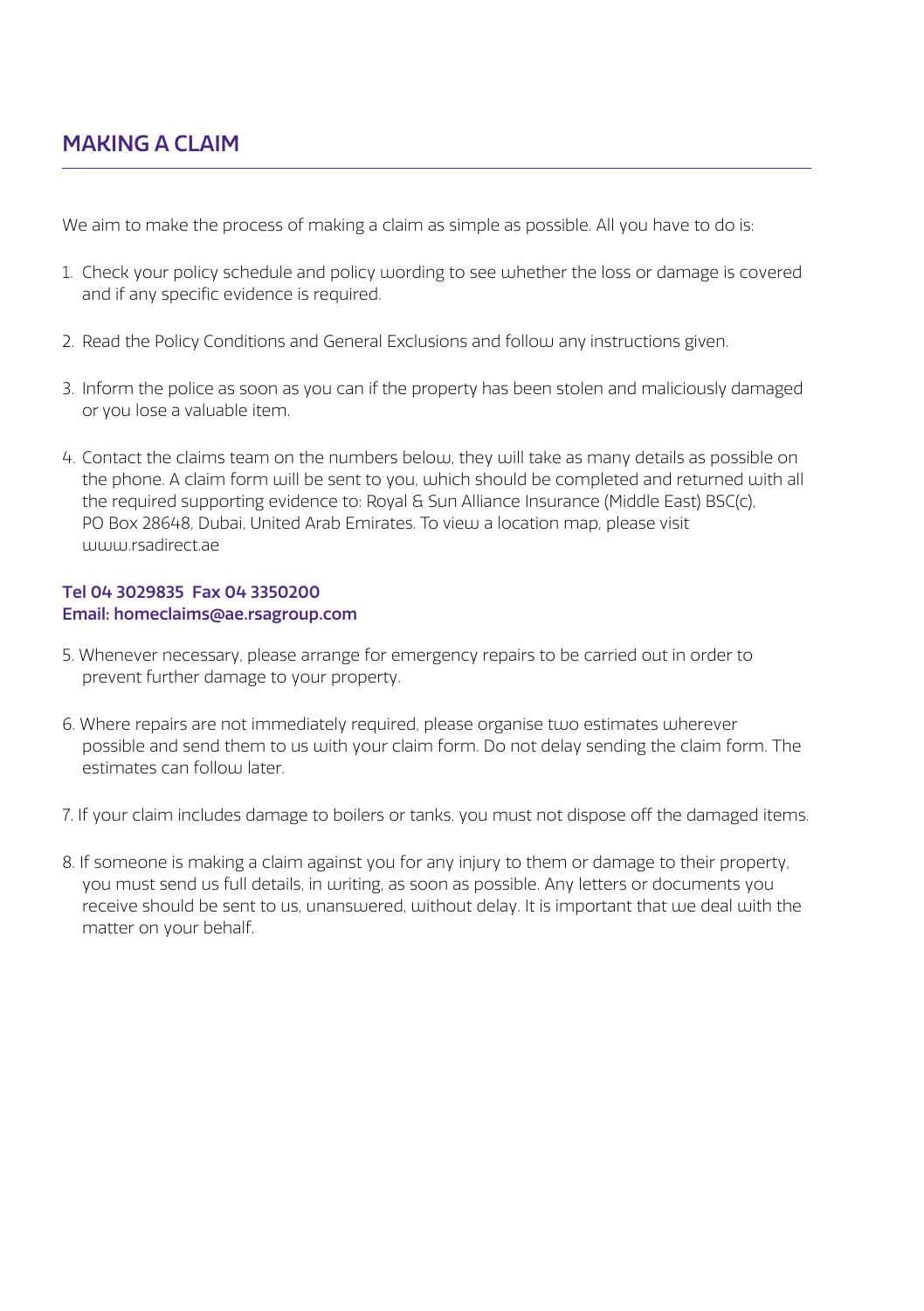## MAKING A CLAIM

We aim to make the process of making a claim as simple as possible. All you have to do is:

1. Check your policy schedule and policy wording to see whether the loss or damage is covered and if any specific evidence is required.

2. Read the Policy Conditions and General Exclusions and follow any instructions given.

3. Inform the police as soon as you can if the property has been stolen and maliciously damaged or you lose a valuable item.

4. Contact the claims team on the numbers below, they will take as many details as possible on the phone. A claim form will be sent to you, which should be completed and returned with all the required supporting evidence to: Royal & Sun Alliance Insurance (Middle East) BSC(c), PO Box 28648, Dubai, United Arab Emirates. To view a location map, please visit www.rsadirect.ae

**Tel 04 3029835  Fax 04 3350200**
**Email: homeclaims@ae.rsagroup.com**

5. Whenever necessary, please arrange for emergency repairs to be carried out in order to prevent further damage to your property.

6. Where repairs are not immediately required, please organise two estimates wherever possible and send them to us with your claim form. Do not delay sending the claim form. The estimates can follow later.

7. If your claim includes damage to boilers or tanks, you must not dispose off the damaged items.

8. If someone is making a claim against you for any injury to them or damage to their property, you must send us full details, in writing, as soon as possible. Any letters or documents you receive should be sent to us, unanswered, without delay. It is important that we deal with the matter on your behalf.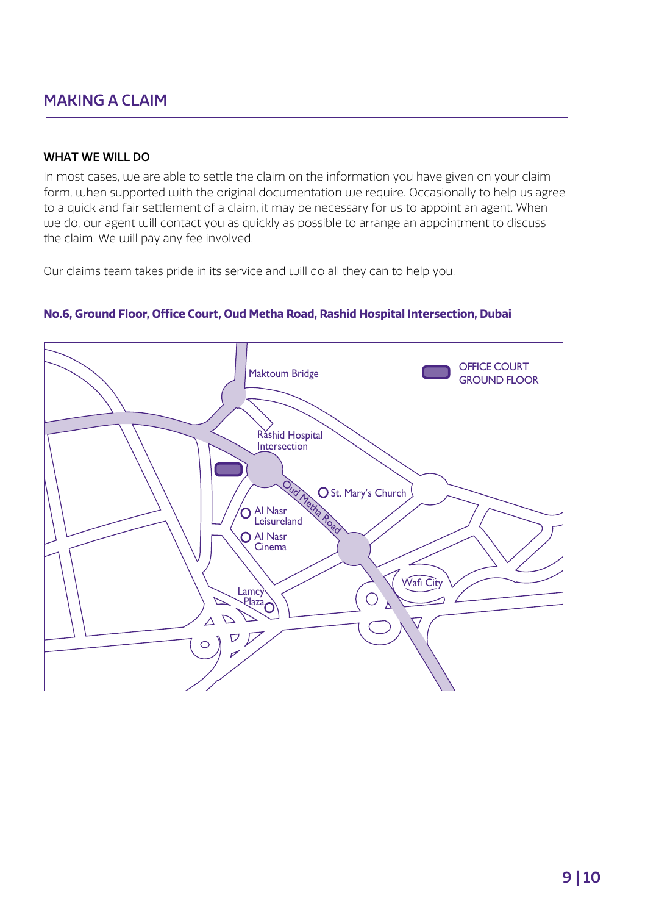## MAKING A CLAIM

### WHAT WE WILL DO

In most cases, we are able to settle the claim on the information you have given on your claim form, when supported with the original documentation we require. Occasionally to help us agree to a quick and fair settlement of a claim, it may be necessary for us to appoint an agent. When we do, our agent will contact you as quickly as possible to arrange an appointment to discuss the claim. We will pay any fee involved.

Our claims team takes pride in its service and will do all they can to help you.

**No.6, Ground Floor, Office Court, Oud Metha Road, Rashid Hospital Intersection, Dubai**

OFFICE COURT GROUND FLOOR

Maktoum Bridge

Rashid Hospital Intersection

Oud Metha Road

St. Mary's Church

Al Nasr Leisureland

Al Nasr Cinema

Lamcy Plaza

Wafi City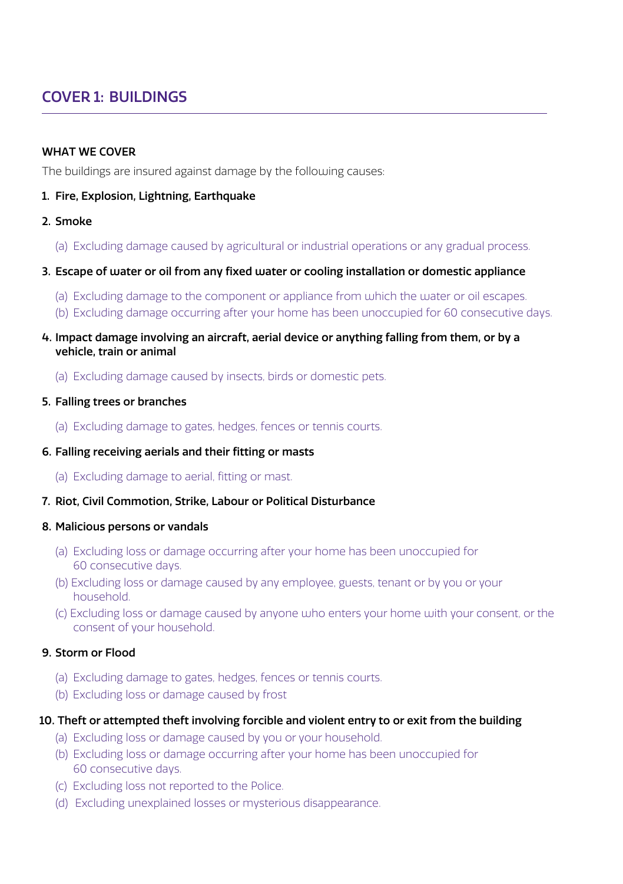# COVER 1: BUILDINGS

**WHAT WE COVER**

The buildings are insured against damage by the following causes:

1. **Fire, Explosion, Lightning, Earthquake**

2. **Smoke**

   (a) Excluding damage caused by agricultural or industrial operations or any gradual process.

3. **Escape of water or oil from any fixed water or cooling installation or domestic appliance**

   (a) Excluding damage to the component or appliance from which the water or oil escapes.
   (b) Excluding damage occurring after your home has been unoccupied for 60 consecutive days.

4. **Impact damage involving an aircraft, aerial device or anything falling from them, or by a vehicle, train or animal**

   (a) Excluding damage caused by insects, birds or domestic pets.

5. **Falling trees or branches**

   (a) Excluding damage to gates, hedges, fences or tennis courts.

6. **Falling receiving aerials and their fitting or masts**

   (a) Excluding damage to aerial, fitting or mast.

7. **Riot, Civil Commotion, Strike, Labour or Political Disturbance**

8. **Malicious persons or vandals**

   (a) Excluding loss or damage occurring after your home has been unoccupied for 60 consecutive days.
   (b) Excluding loss or damage caused by any employee, guests, tenant or by you or your household.
   (c) Excluding loss or damage caused by anyone who enters your home with your consent, or the consent of your household.

9. **Storm or Flood**

   (a) Excluding damage to gates, hedges, fences or tennis courts.
   (b) Excluding loss or damage caused by frost

10. **Theft or attempted theft involving forcible and violent entry to or exit from the building**

    (a) Excluding loss or damage caused by you or your household.
    (b) Excluding loss or damage occurring after your home has been unoccupied for 60 consecutive days.
    (c) Excluding loss not reported to the Police.
    (d) Excluding unexplained losses or mysterious disappearance.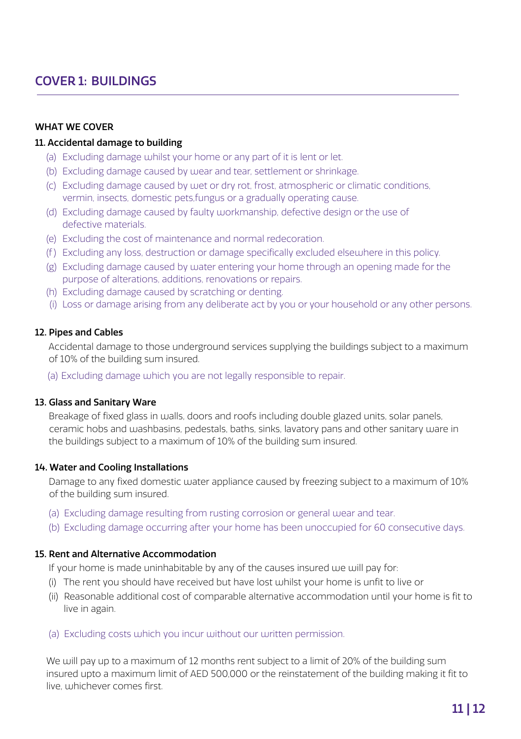## COVER 1: BUILDINGS

### WHAT WE COVER

**11. Accidental damage to building**

(a) Excluding damage whilst your home or any part of it is lent or let.
(b) Excluding damage caused by wear and tear, settlement or shrinkage.
(c) Excluding damage caused by wet or dry rot, frost, atmospheric or climatic conditions, vermin, insects, domestic pets,fungus or a gradually operating cause.
(d) Excluding damage caused by faulty workmanship, defective design or the use of defective materials.
(e) Excluding the cost of maintenance and normal redecoration.
(f) Excluding any loss, destruction or damage specifically excluded elsewhere in this policy.
(g) Excluding damage caused by water entering your home through an opening made for the purpose of alterations, additions, renovations or repairs.
(h) Excluding damage caused by scratching or denting.
(i) Loss or damage arising from any deliberate act by you or your household or any other persons.

**12. Pipes and Cables**

Accidental damage to those underground services supplying the buildings subject to a maximum of 10% of the building sum insured.

(a) Excluding damage which you are not legally responsible to repair.

**13. Glass and Sanitary Ware**

Breakage of fixed glass in walls, doors and roofs including double glazed units, solar panels, ceramic hobs and washbasins, pedestals, baths, sinks, lavatory pans and other sanitary ware in the buildings subject to a maximum of 10% of the building sum insured.

**14. Water and Cooling Installations**

Damage to any fixed domestic water appliance caused by freezing subject to a maximum of 10% of the building sum insured.

(a) Excluding damage resulting from rusting corrosion or general wear and tear.
(b) Excluding damage occurring after your home has been unoccupied for 60 consecutive days.

**15. Rent and Alternative Accommodation**

If your home is made uninhabitable by any of the causes insured we will pay for:

(i) The rent you should have received but have lost whilst your home is unfit to live or
(ii) Reasonable additional cost of comparable alternative accommodation until your home is fit to live in again.

(a) Excluding costs which you incur without our written permission.

We will pay up to a maximum of 12 months rent subject to a limit of 20% of the building sum insured upto a maximum limit of AED 500,000 or the reinstatement of the building making it fit to live, whichever comes first.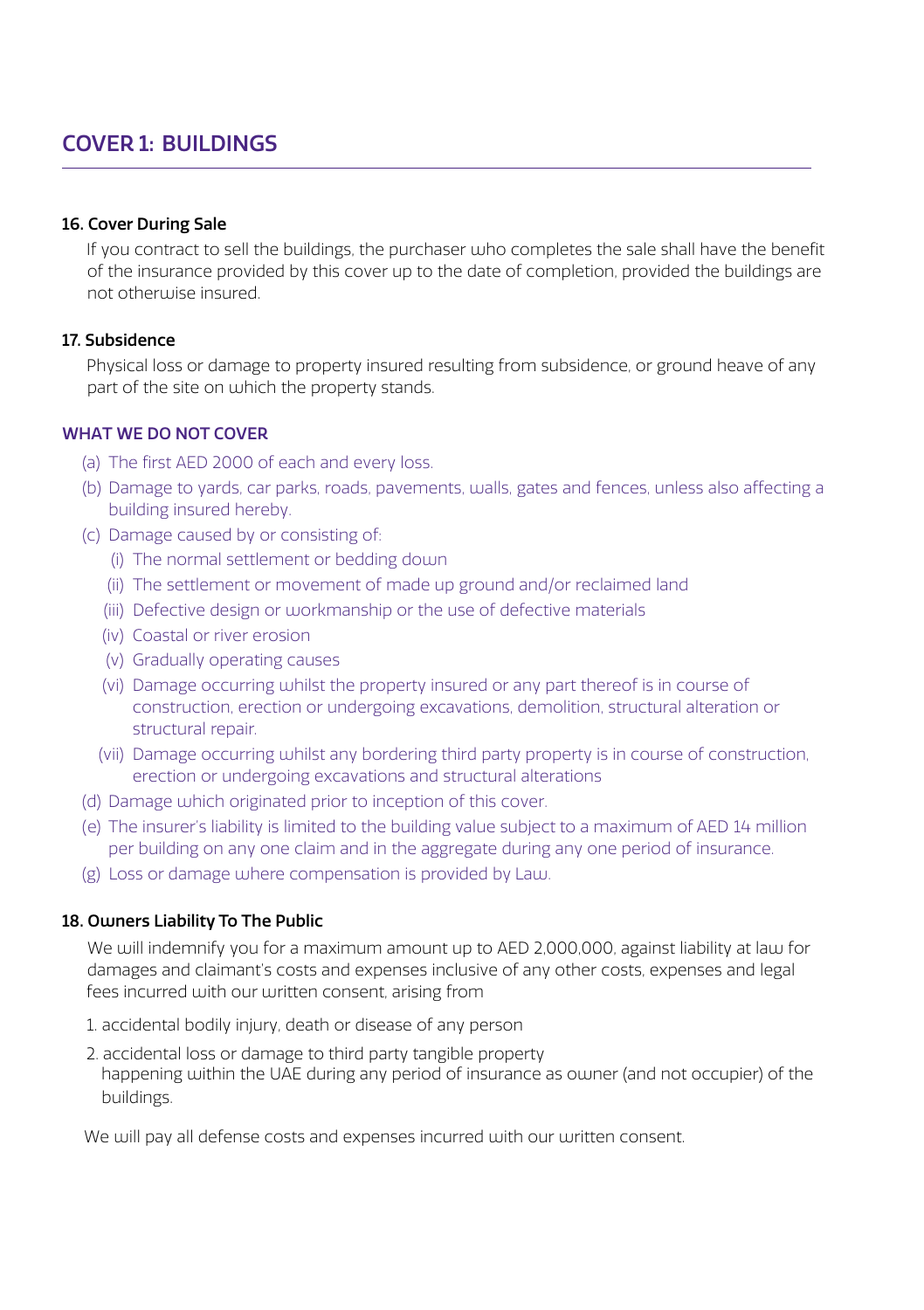## COVER 1: BUILDINGS

### 16. Cover During Sale

If you contract to sell the buildings, the purchaser who completes the sale shall have the benefit of the insurance provided by this cover up to the date of completion, provided the buildings are not otherwise insured.

### 17. Subsidence

Physical loss or damage to property insured resulting from subsidence, or ground heave of any part of the site on which the property stands.

#### WHAT WE DO NOT COVER

(a) The first AED 2000 of each and every loss.

(b) Damage to yards, car parks, roads, pavements, walls, gates and fences, unless also affecting a building insured hereby.

(c) Damage caused by or consisting of:

  (i) The normal settlement or bedding down

  (ii) The settlement or movement of made up ground and/or reclaimed land

  (iii) Defective design or workmanship or the use of defective materials

  (iv) Coastal or river erosion

  (v) Gradually operating causes

  (vi) Damage occurring whilst the property insured or any part thereof is in course of construction, erection or undergoing excavations, demolition, structural alteration or structural repair.

  (vii) Damage occurring whilst any bordering third party property is in course of construction, erection or undergoing excavations and structural alterations

(d) Damage which originated prior to inception of this cover.

(e) The insurer's liability is limited to the building value subject to a maximum of AED 14 million per building on any one claim and in the aggregate during any one period of insurance.

(g) Loss or damage where compensation is provided by Law.

### 18. Owners Liability To The Public

We will indemnify you for a maximum amount up to AED 2,000,000, against liability at law for damages and claimant's costs and expenses inclusive of any other costs, expenses and legal fees incurred with our written consent, arising from

1. accidental bodily injury, death or disease of any person
2. accidental loss or damage to third party tangible property
   happening within the UAE during any period of insurance as owner (and not occupier) of the buildings.

We will pay all defense costs and expenses incurred with our written consent.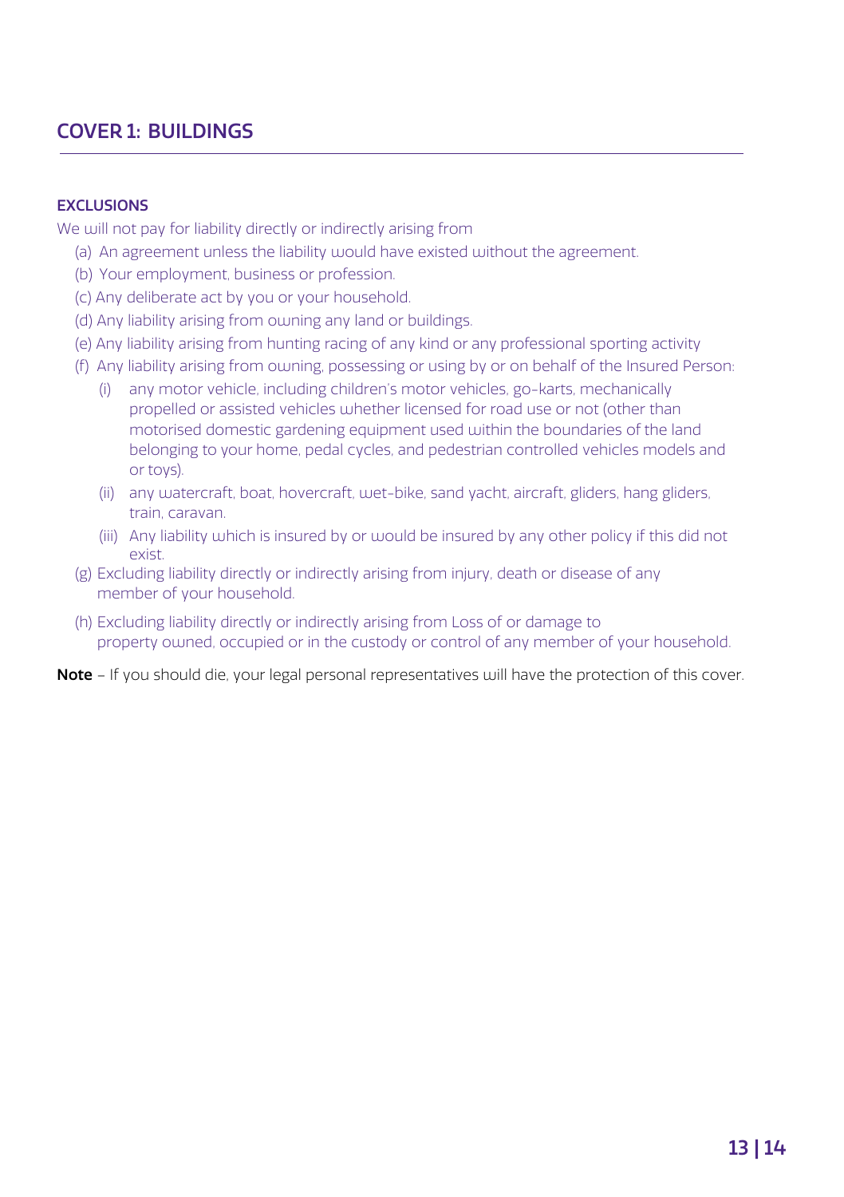## COVER 1: BUILDINGS

### EXCLUSIONS

We will not pay for liability directly or indirectly arising from

(a) An agreement unless the liability would have existed without the agreement.

(b) Your employment, business or profession.

(c) Any deliberate act by you or your household.

(d) Any liability arising from owning any land or buildings.

(e) Any liability arising from hunting racing of any kind or any professional sporting activity

(f) Any liability arising from owning, possessing or using by or on behalf of the Insured Person:

- (i) any motor vehicle, including children's motor vehicles, go-karts, mechanically propelled or assisted vehicles whether licensed for road use or not (other than motorised domestic gardening equipment used within the boundaries of the land belonging to your home, pedal cycles, and pedestrian controlled vehicles models and or toys).
- (ii) any watercraft, boat, hovercraft, wet-bike, sand yacht, aircraft, gliders, hang gliders, train, caravan.
- (iii) Any liability which is insured by or would be insured by any other policy if this did not exist.

(g) Excluding liability directly or indirectly arising from injury, death or disease of any member of your household.

(h) Excluding liability directly or indirectly arising from Loss of or damage to property owned, occupied or in the custody or control of any member of your household.

**Note** – If you should die, your legal personal representatives will have the protection of this cover.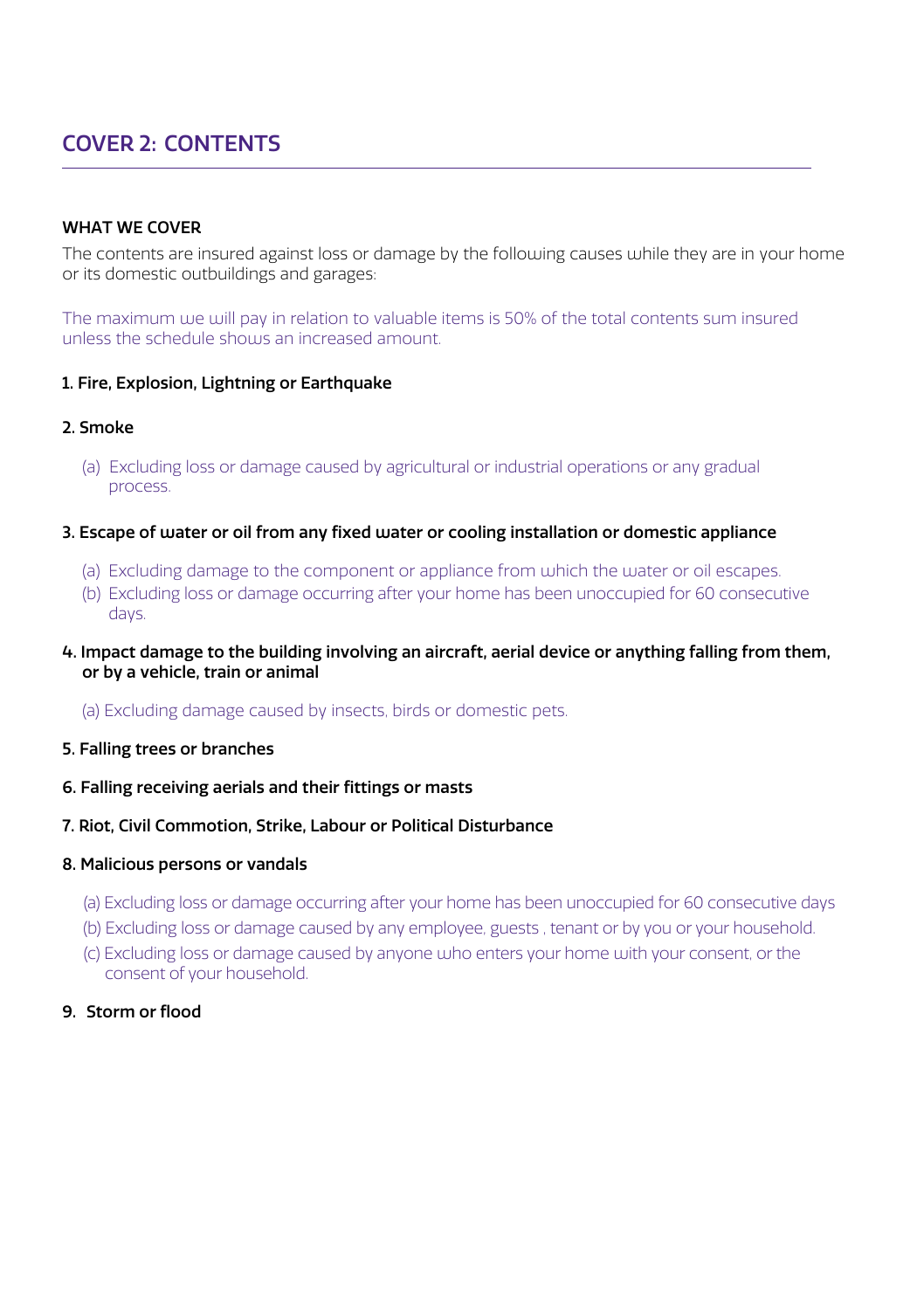## COVER 2: CONTENTS

**WHAT WE COVER**

The contents are insured against loss or damage by the following causes while they are in your home or its domestic outbuildings and garages:

The maximum we will pay in relation to valuable items is 50% of the total contents sum insured unless the schedule shows an increased amount.

**1. Fire, Explosion, Lightning or Earthquake**

**2. Smoke**

(a) Excluding loss or damage caused by agricultural or industrial operations or any gradual process.

**3. Escape of water or oil from any fixed water or cooling installation or domestic appliance**

(a) Excluding damage to the component or appliance from which the water or oil escapes.
(b) Excluding loss or damage occurring after your home has been unoccupied for 60 consecutive days.

**4. Impact damage to the building involving an aircraft, aerial device or anything falling from them, or by a vehicle, train or animal**

(a) Excluding damage caused by insects, birds or domestic pets.

**5. Falling trees or branches**

**6. Falling receiving aerials and their fittings or masts**

**7. Riot, Civil Commotion, Strike, Labour or Political Disturbance**

**8. Malicious persons or vandals**

(a) Excluding loss or damage occurring after your home has been unoccupied for 60 consecutive days
(b) Excluding loss or damage caused by any employee, guests , tenant or by you or your household.
(c) Excluding loss or damage caused by anyone who enters your home with your consent, or the consent of your household.

**9. Storm or flood**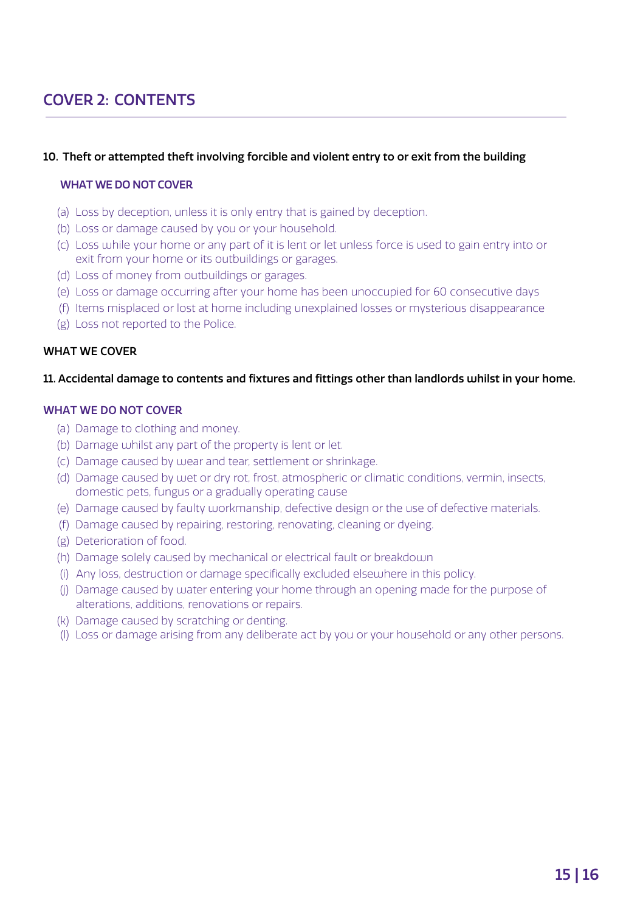## COVER 2: CONTENTS

**10. Theft or attempted theft involving forcible and violent entry to or exit from the building**

**WHAT WE DO NOT COVER**

(a) Loss by deception, unless it is only entry that is gained by deception.
(b) Loss or damage caused by you or your household.
(c) Loss while your home or any part of it is lent or let unless force is used to gain entry into or exit from your home or its outbuildings or garages.
(d) Loss of money from outbuildings or garages.
(e) Loss or damage occurring after your home has been unoccupied for 60 consecutive days
(f) Items misplaced or lost at home including unexplained losses or mysterious disappearance
(g) Loss not reported to the Police.

**WHAT WE COVER**

**11. Accidental damage to contents and fixtures and fittings other than landlords whilst in your home.**

**WHAT WE DO NOT COVER**

(a) Damage to clothing and money.
(b) Damage whilst any part of the property is lent or let.
(c) Damage caused by wear and tear, settlement or shrinkage.
(d) Damage caused by wet or dry rot, frost, atmospheric or climatic conditions, vermin, insects, domestic pets, fungus or a gradually operating cause
(e) Damage caused by faulty workmanship, defective design or the use of defective materials.
(f) Damage caused by repairing, restoring, renovating, cleaning or dyeing.
(g) Deterioration of food.
(h) Damage solely caused by mechanical or electrical fault or breakdown
(i) Any loss, destruction or damage specifically excluded elsewhere in this policy.
(j) Damage caused by water entering your home through an opening made for the purpose of alterations, additions, renovations or repairs.
(k) Damage caused by scratching or denting.
(l) Loss or damage arising from any deliberate act by you or your household or any other persons.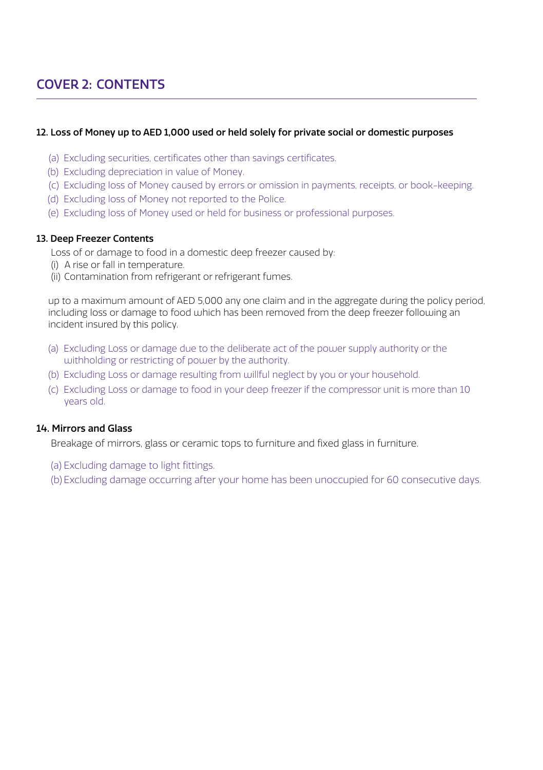## COVER 2: CONTENTS

### 12. Loss of Money up to AED 1,000 used or held solely for private social or domestic purposes

(a) Excluding securities, certificates other than savings certificates.
(b) Excluding depreciation in value of Money.
(c) Excluding loss of Money caused by errors or omission in payments, receipts, or book-keeping.
(d) Excluding loss of Money not reported to the Police.
(e) Excluding loss of Money used or held for business or professional purposes.

### 13. Deep Freezer Contents

Loss of or damage to food in a domestic deep freezer caused by:
(i) A rise or fall in temperature.
(ii) Contamination from refrigerant or refrigerant fumes.

up to a maximum amount of AED 5,000 any one claim and in the aggregate during the policy period, including loss or damage to food which has been removed from the deep freezer following an incident insured by this policy.

(a) Excluding Loss or damage due to the deliberate act of the power supply authority or the withholding or restricting of power by the authority.
(b) Excluding Loss or damage resulting from willful neglect by you or your household.
(c) Excluding Loss or damage to food in your deep freezer if the compressor unit is more than 10 years old.

### 14. Mirrors and Glass

Breakage of mirrors, glass or ceramic tops to furniture and fixed glass in furniture.

(a) Excluding damage to light fittings.
(b) Excluding damage occurring after your home has been unoccupied for 60 consecutive days.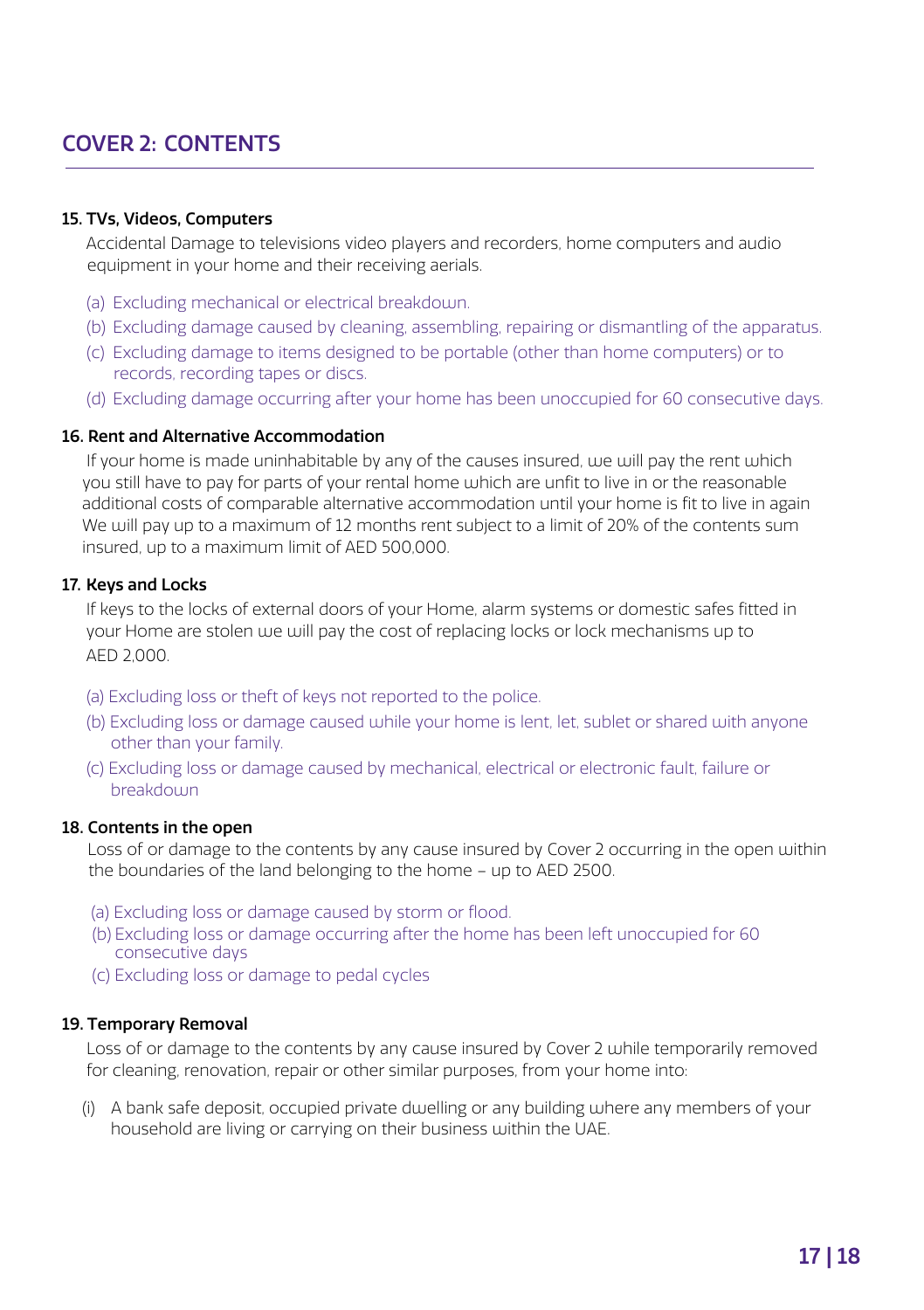## COVER 2: CONTENTS

**15. TVs, Videos, Computers**

Accidental Damage to televisions video players and recorders, home computers and audio equipment in your home and their receiving aerials.

(a) Excluding mechanical or electrical breakdown.

(b) Excluding damage caused by cleaning, assembling, repairing or dismantling of the apparatus.

(c) Excluding damage to items designed to be portable (other than home computers) or to records, recording tapes or discs.

(d) Excluding damage occurring after your home has been unoccupied for 60 consecutive days.

**16. Rent and Alternative Accommodation**

If your home is made uninhabitable by any of the causes insured, we will pay the rent which you still have to pay for parts of your rental home which are unfit to live in or the reasonable additional costs of comparable alternative accommodation until your home is fit to live in again We will pay up to a maximum of 12 months rent subject to a limit of 20% of the contents sum insured, up to a maximum limit of AED 500,000.

**17. Keys and Locks**

If keys to the locks of external doors of your Home, alarm systems or domestic safes fitted in your Home are stolen we will pay the cost of replacing locks or lock mechanisms up to AED 2,000.

(a) Excluding loss or theft of keys not reported to the police.

(b) Excluding loss or damage caused while your home is lent, let, sublet or shared with anyone other than your family.

(c) Excluding loss or damage caused by mechanical, electrical or electronic fault, failure or breakdown

**18. Contents in the open**

Loss of or damage to the contents by any cause insured by Cover 2 occurring in the open within the boundaries of the land belonging to the home – up to AED 2500.

(a) Excluding loss or damage caused by storm or flood.

(b) Excluding loss or damage occurring after the home has been left unoccupied for 60 consecutive days

(c) Excluding loss or damage to pedal cycles

**19. Temporary Removal**

Loss of or damage to the contents by any cause insured by Cover 2 while temporarily removed for cleaning, renovation, repair or other similar purposes, from your home into:

(i) A bank safe deposit, occupied private dwelling or any building where any members of your household are living or carrying on their business within the UAE.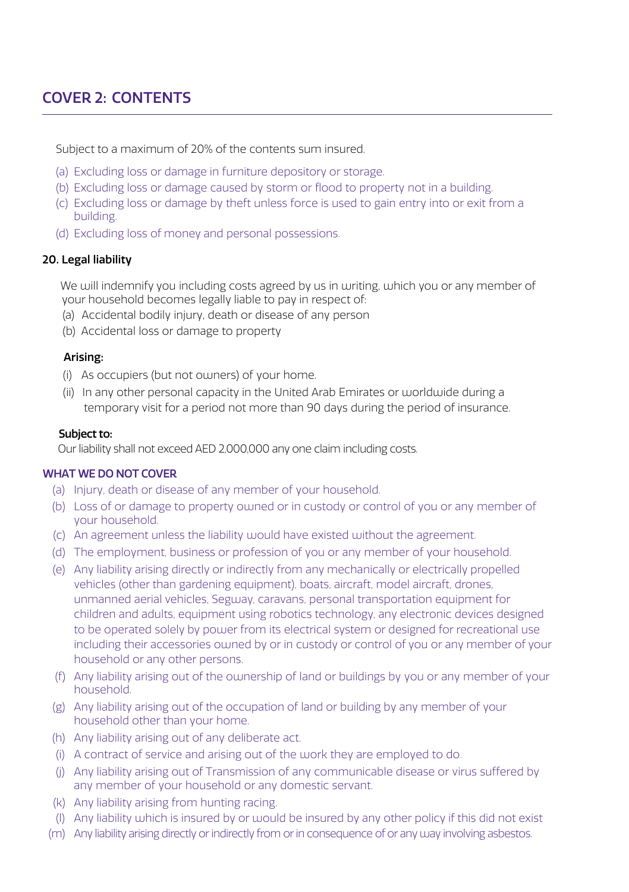## COVER 2: CONTENTS

Subject to a maximum of 20% of the contents sum insured.

(a) Excluding loss or damage in furniture depository or storage.
(b) Excluding loss or damage caused by storm or flood to property not in a building.
(c) Excluding loss or damage by theft unless force is used to gain entry into or exit from a building.
(d) Excluding loss of money and personal possessions.

**20. Legal liability**

We will indemnify you including costs agreed by us in writing, which you or any member of your household becomes legally liable to pay in respect of:

(a) Accidental bodily injury, death or disease of any person
(b) Accidental loss or damage to property

**Arising:**

(i) As occupiers (but not owners) of your home.
(ii) In any other personal capacity in the United Arab Emirates or worldwide during a temporary visit for a period not more than 90 days during the period of insurance.

**Subject to:**

Our liability shall not exceed AED 2,000,000 any one claim including costs.

**WHAT WE DO NOT COVER**

(a) Injury, death or disease of any member of your household.
(b) Loss of or damage to property owned or in custody or control of you or any member of your household.
(c) An agreement unless the liability would have existed without the agreement.
(d) The employment, business or profession of you or any member of your household.
(e) Any liability arising directly or indirectly from any mechanically or electrically propelled vehicles (other than gardening equipment), boats, aircraft, model aircraft, drones, unmanned aerial vehicles, Segway, caravans, personal transportation equipment for children and adults, equipment using robotics technology, any electronic devices designed to be operated solely by power from its electrical system or designed for recreational use including their accessories owned by or in custody or control of you or any member of your household or any other persons.
(f) Any liability arising out of the ownership of land or buildings by you or any member of your household.
(g) Any liability arising out of the occupation of land or building by any member of your household other than your home.
(h) Any liability arising out of any deliberate act.
(i) A contract of service and arising out of the work they are employed to do.
(j) Any liability arising out of Transmission of any communicable disease or virus suffered by any member of your household or any domestic servant.
(k) Any liability arising from hunting racing.
(l) Any liability which is insured by or would be insured by any other policy if this did not exist
(m) Any liability arising directly or indirectly from or in consequence of or any way involving asbestos.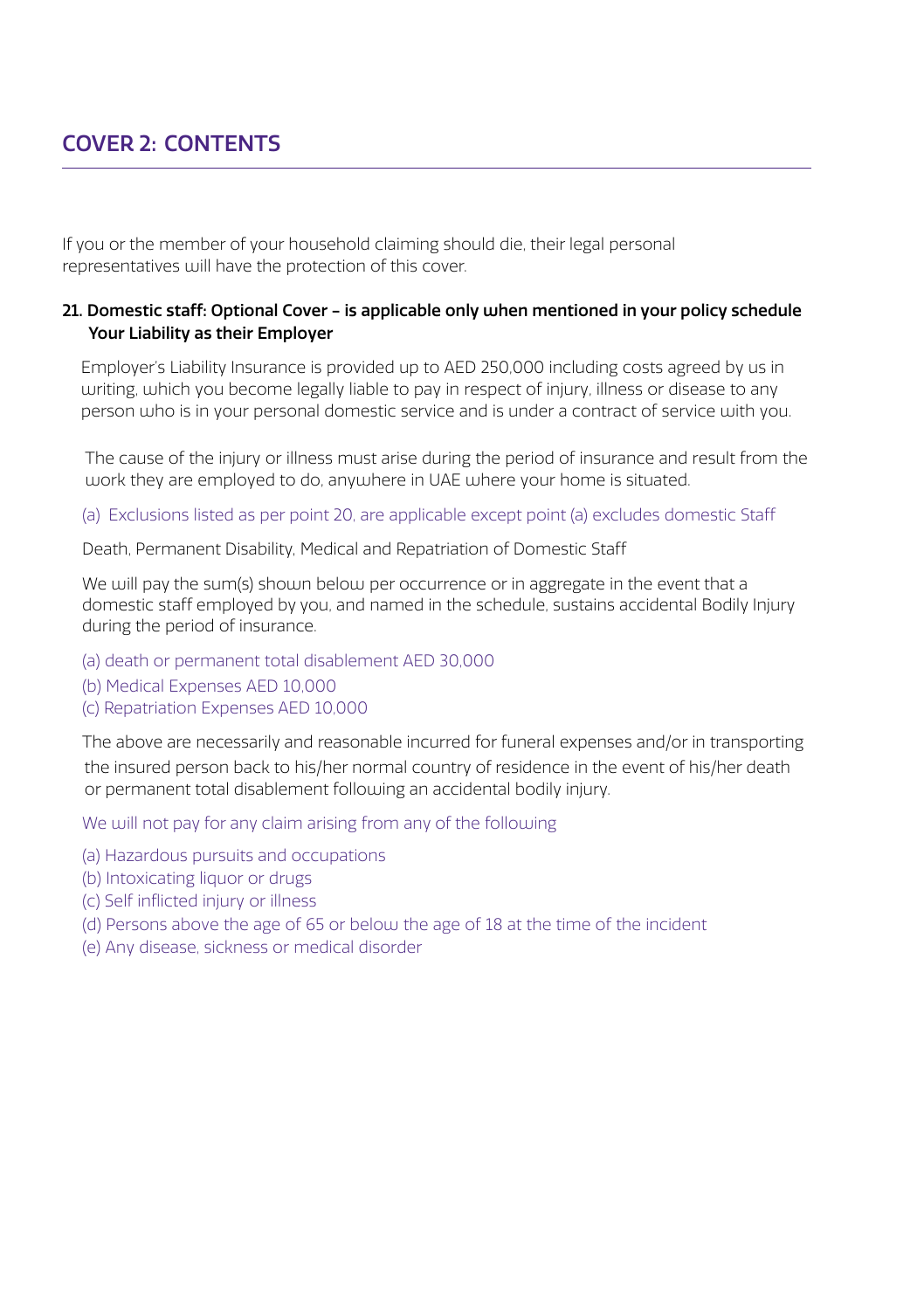# COVER 2: CONTENTS

If you or the member of your household claiming should die, their legal personal representatives will have the protection of this cover.

**21. Domestic staff: Optional Cover – is applicable only when mentioned in your policy schedule Your Liability as their Employer**

Employer's Liability Insurance is provided up to AED 250,000 including costs agreed by us in writing, which you become legally liable to pay in respect of injury, illness or disease to any person who is in your personal domestic service and is under a contract of service with you.

The cause of the injury or illness must arise during the period of insurance and result from the work they are employed to do, anywhere in UAE where your home is situated.

(a) Exclusions listed as per point 20, are applicable except point (a) excludes domestic Staff

Death, Permanent Disability, Medical and Repatriation of Domestic Staff

We will pay the sum(s) shown below per occurrence or in aggregate in the event that a domestic staff employed by you, and named in the schedule, sustains accidental Bodily Injury during the period of insurance.

(a) death or permanent total disablement AED 30,000
(b) Medical Expenses AED 10,000
(c) Repatriation Expenses AED 10,000

The above are necessarily and reasonable incurred for funeral expenses and/or in transporting the insured person back to his/her normal country of residence in the event of his/her death or permanent total disablement following an accidental bodily injury.

We will not pay for any claim arising from any of the following

(a) Hazardous pursuits and occupations
(b) Intoxicating liquor or drugs
(c) Self inflicted injury or illness
(d) Persons above the age of 65 or below the age of 18 at the time of the incident
(e) Any disease, sickness or medical disorder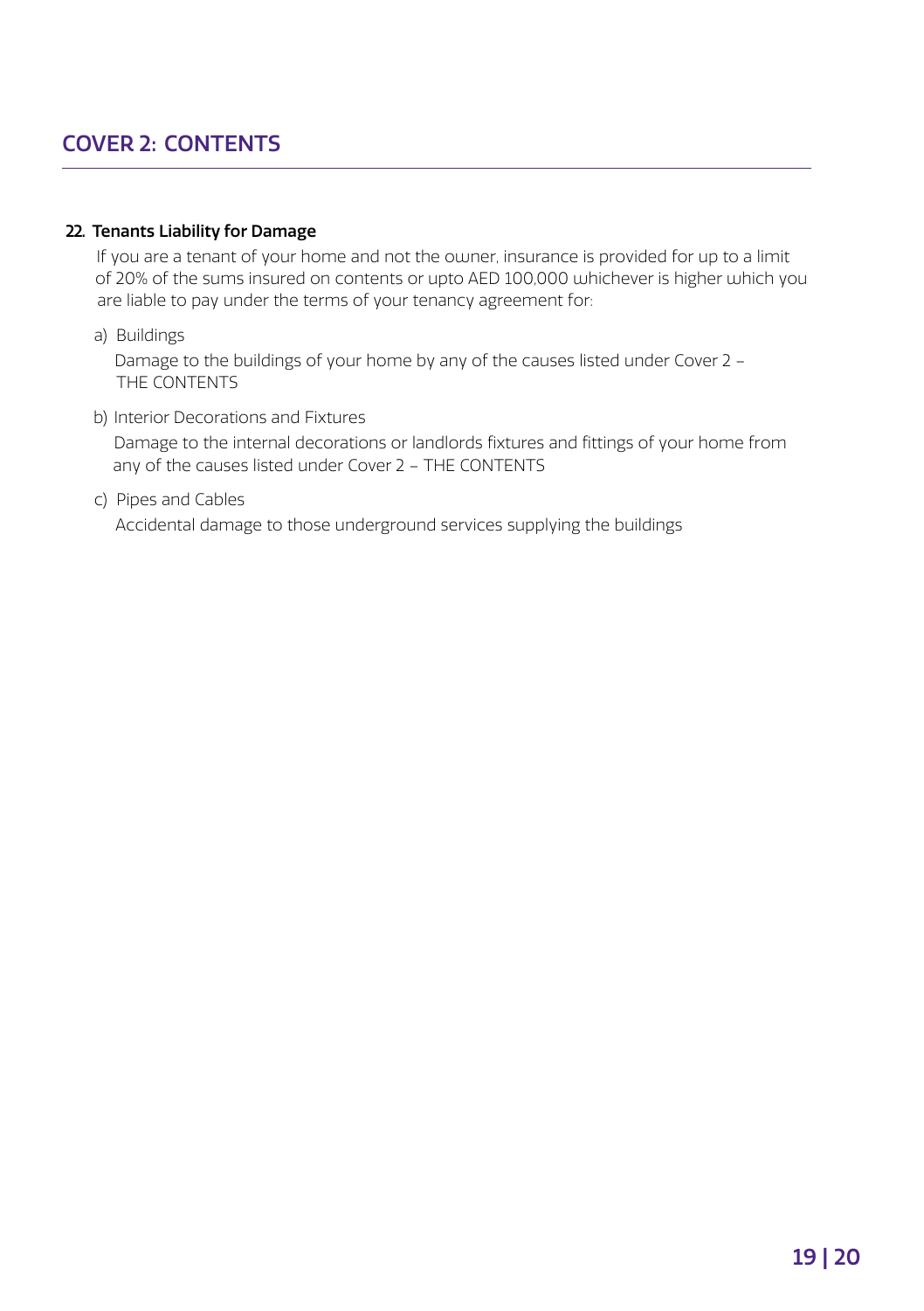## COVER 2: CONTENTS

**22. Tenants Liability for Damage**

If you are a tenant of your home and not the owner, insurance is provided for up to a limit of 20% of the sums insured on contents or upto AED 100,000 whichever is higher which you are liable to pay under the terms of your tenancy agreement for:

a) Buildings

Damage to the buildings of your home by any of the causes listed under Cover 2 – THE CONTENTS

b) Interior Decorations and Fixtures

Damage to the internal decorations or landlords fixtures and fittings of your home from any of the causes listed under Cover 2 – THE CONTENTS

c) Pipes and Cables

Accidental damage to those underground services supplying the buildings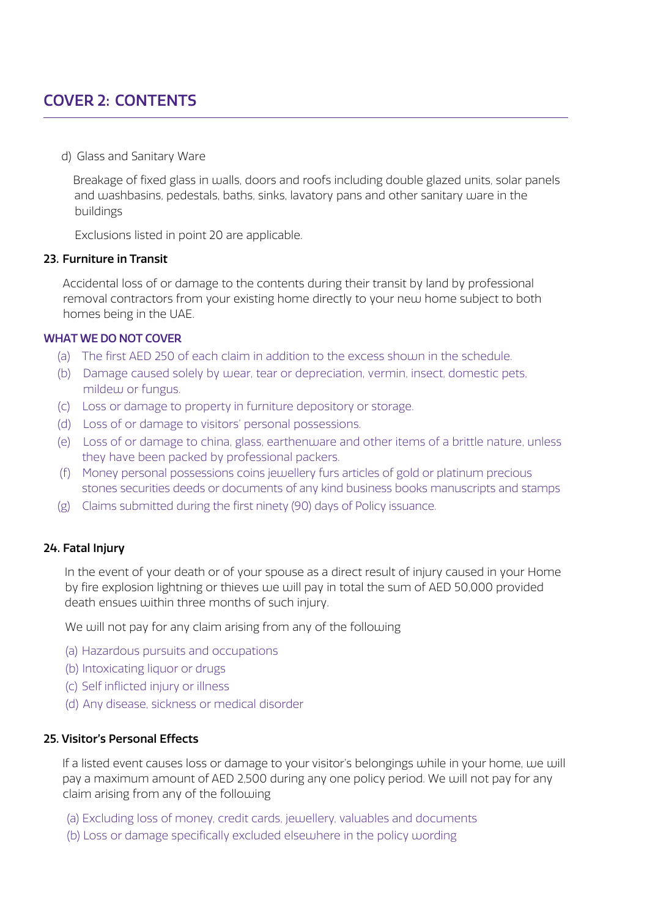## COVER 2: CONTENTS

d) Glass and Sanitary Ware

Breakage of fixed glass in walls, doors and roofs including double glazed units, solar panels and washbasins, pedestals, baths, sinks, lavatory pans and other sanitary ware in the buildings

Exclusions listed in point 20 are applicable.

**23. Furniture in Transit**

Accidental loss of or damage to the contents during their transit by land by professional removal contractors from your existing home directly to your new home subject to both homes being in the UAE.

**WHAT WE DO NOT COVER**

(a) The first AED 250 of each claim in addition to the excess shown in the schedule.
(b) Damage caused solely by wear, tear or depreciation, vermin, insect, domestic pets, mildew or fungus.
(c) Loss or damage to property in furniture depository or storage.
(d) Loss of or damage to visitors' personal possessions.
(e) Loss of or damage to china, glass, earthenware and other items of a brittle nature, unless they have been packed by professional packers.
(f) Money personal possessions coins jewellery furs articles of gold or platinum precious stones securities deeds or documents of any kind business books manuscripts and stamps
(g) Claims submitted during the first ninety (90) days of Policy issuance.

**24. Fatal Injury**

In the event of your death or of your spouse as a direct result of injury caused in your Home by fire explosion lightning or thieves we will pay in total the sum of AED 50,000 provided death ensues within three months of such injury.

We will not pay for any claim arising from any of the following

(a) Hazardous pursuits and occupations
(b) Intoxicating liquor or drugs
(c) Self inflicted injury or illness
(d) Any disease, sickness or medical disorder

**25. Visitor's Personal Effects**

If a listed event causes loss or damage to your visitor's belongings while in your home, we will pay a maximum amount of AED 2,500 during any one policy period. We will not pay for any claim arising from any of the following

(a) Excluding loss of money, credit cards, jewellery, valuables and documents
(b) Loss or damage specifically excluded elsewhere in the policy wording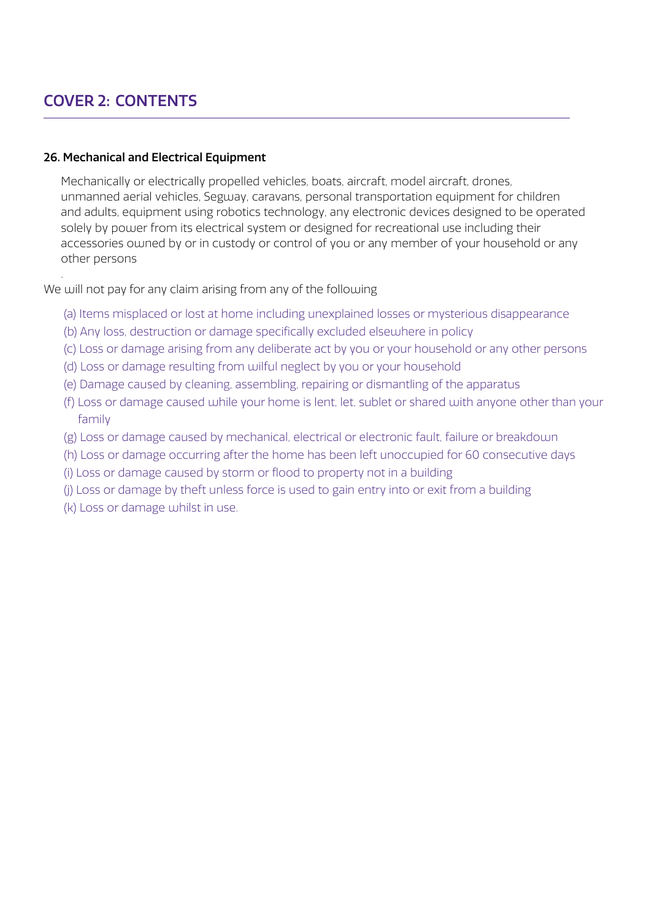# COVER 2: CONTENTS

**26. Mechanical and Electrical Equipment**

Mechanically or electrically propelled vehicles, boats, aircraft, model aircraft, drones, unmanned aerial vehicles, Segway, caravans, personal transportation equipment for children and adults, equipment using robotics technology, any electronic devices designed to be operated solely by power from its electrical system or designed for recreational use including their accessories owned by or in custody or control of you or any member of your household or any other persons

We will not pay for any claim arising from any of the following

(a) Items misplaced or lost at home including unexplained losses or mysterious disappearance
(b) Any loss, destruction or damage specifically excluded elsewhere in policy
(c) Loss or damage arising from any deliberate act by you or your household or any other persons
(d) Loss or damage resulting from wilful neglect by you or your household
(e) Damage caused by cleaning, assembling, repairing or dismantling of the apparatus
(f) Loss or damage caused while your home is lent, let, sublet or shared with anyone other than your family
(g) Loss or damage caused by mechanical, electrical or electronic fault, failure or breakdown
(h) Loss or damage occurring after the home has been left unoccupied for 60 consecutive days
(i) Loss or damage caused by storm or flood to property not in a building
(j) Loss or damage by theft unless force is used to gain entry into or exit from a building
(k) Loss or damage whilst in use.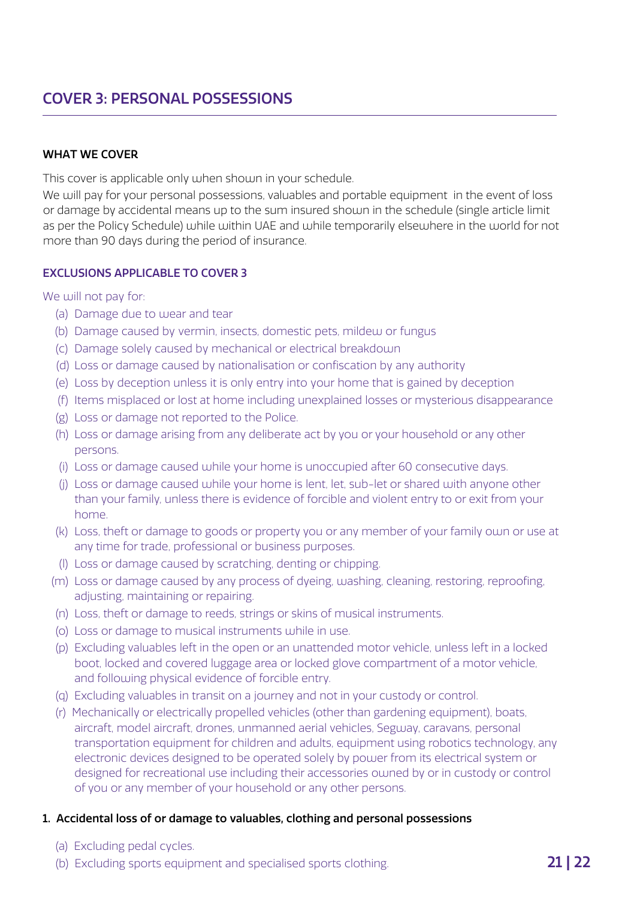## COVER 3: PERSONAL POSSESSIONS

**WHAT WE COVER**

This cover is applicable only when shown in your schedule.

We will pay for your personal possessions, valuables and portable equipment in the event of loss or damage by accidental means up to the sum insured shown in the schedule (single article limit as per the Policy Schedule) while within UAE and while temporarily elsewhere in the world for not more than 90 days during the period of insurance.

**EXCLUSIONS APPLICABLE TO COVER 3**

We will not pay for:

(a) Damage due to wear and tear

(b) Damage caused by vermin, insects, domestic pets, mildew or fungus

(c) Damage solely caused by mechanical or electrical breakdown

(d) Loss or damage caused by nationalisation or confiscation by any authority

(e) Loss by deception unless it is only entry into your home that is gained by deception

(f) Items misplaced or lost at home including unexplained losses or mysterious disappearance

(g) Loss or damage not reported to the Police.

(h) Loss or damage arising from any deliberate act by you or your household or any other persons.

(i) Loss or damage caused while your home is unoccupied after 60 consecutive days.

(j) Loss or damage caused while your home is lent, let, sub-let or shared with anyone other than your family, unless there is evidence of forcible and violent entry to or exit from your home.

(k) Loss, theft or damage to goods or property you or any member of your family own or use at any time for trade, professional or business purposes.

(l) Loss or damage caused by scratching, denting or chipping.

(m) Loss or damage caused by any process of dyeing, washing, cleaning, restoring, reproofing, adjusting, maintaining or repairing.

(n) Loss, theft or damage to reeds, strings or skins of musical instruments.

(o) Loss or damage to musical instruments while in use.

(p) Excluding valuables left in the open or an unattended motor vehicle, unless left in a locked boot, locked and covered luggage area or locked glove compartment of a motor vehicle, and following physical evidence of forcible entry.

(q) Excluding valuables in transit on a journey and not in your custody or control.

(r) Mechanically or electrically propelled vehicles (other than gardening equipment), boats, aircraft, model aircraft, drones, unmanned aerial vehicles, Segway, caravans, personal transportation equipment for children and adults, equipment using robotics technology, any electronic devices designed to be operated solely by power from its electrical system or designed for recreational use including their accessories owned by or in custody or control of you or any member of your household or any other persons.

**1. Accidental loss of or damage to valuables, clothing and personal possessions**

(a) Excluding pedal cycles.

(b) Excluding sports equipment and specialised sports clothing.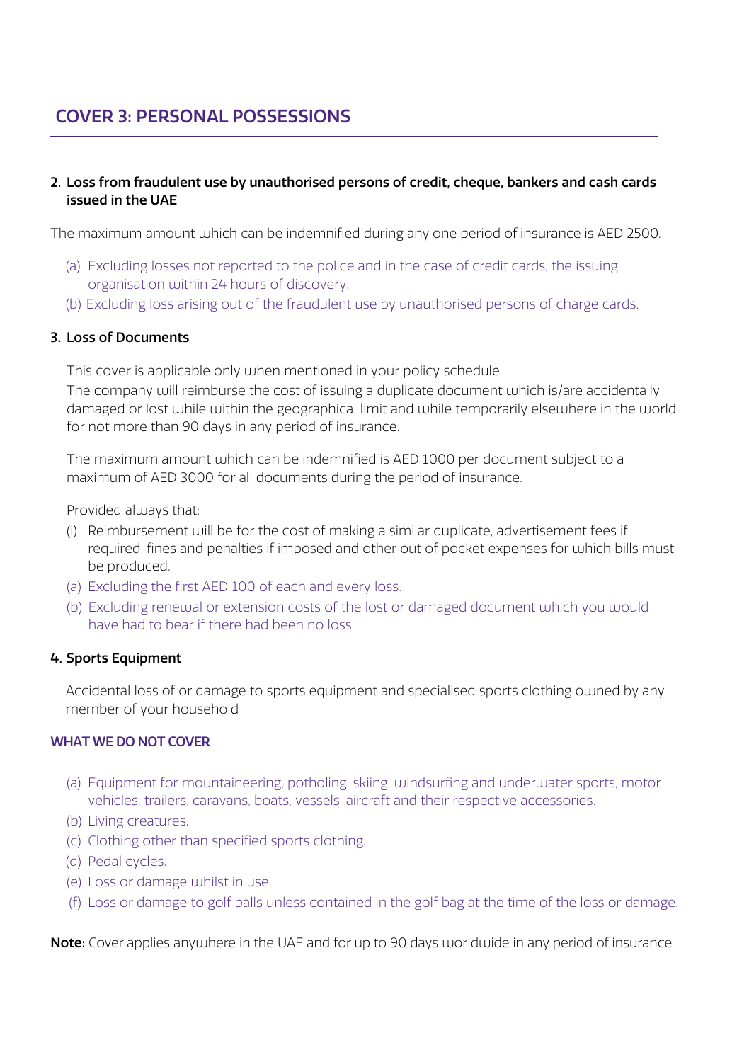# COVER 3: PERSONAL POSSESSIONS

### 2. Loss from fraudulent use by unauthorised persons of credit, cheque, bankers and cash cards issued in the UAE

The maximum amount which can be indemnified during any one period of insurance is AED 2500.

(a) Excluding losses not reported to the police and in the case of credit cards, the issuing organisation within 24 hours of discovery.

(b) Excluding loss arising out of the fraudulent use by unauthorised persons of charge cards.

### 3. Loss of Documents

This cover is applicable only when mentioned in your policy schedule.
The company will reimburse the cost of issuing a duplicate document which is/are accidentally damaged or lost while within the geographical limit and while temporarily elsewhere in the world for not more than 90 days in any period of insurance.

The maximum amount which can be indemnified is AED 1000 per document subject to a maximum of AED 3000 for all documents during the period of insurance.

Provided always that:

(i) Reimbursement will be for the cost of making a similar duplicate, advertisement fees if required, fines and penalties if imposed and other out of pocket expenses for which bills must be produced.

(a) Excluding the first AED 100 of each and every loss.

(b) Excluding renewal or extension costs of the lost or damaged document which you would have had to bear if there had been no loss.

### 4. Sports Equipment

Accidental loss of or damage to sports equipment and specialised sports clothing owned by any member of your household

#### WHAT WE DO NOT COVER

(a) Equipment for mountaineering, potholing, skiing, windsurfing and underwater sports, motor vehicles, trailers, caravans, boats, vessels, aircraft and their respective accessories.

(b) Living creatures.

(c) Clothing other than specified sports clothing.

(d) Pedal cycles.

(e) Loss or damage whilst in use.

(f) Loss or damage to golf balls unless contained in the golf bag at the time of the loss or damage.

**Note:** Cover applies anywhere in the UAE and for up to 90 days worldwide in any period of insurance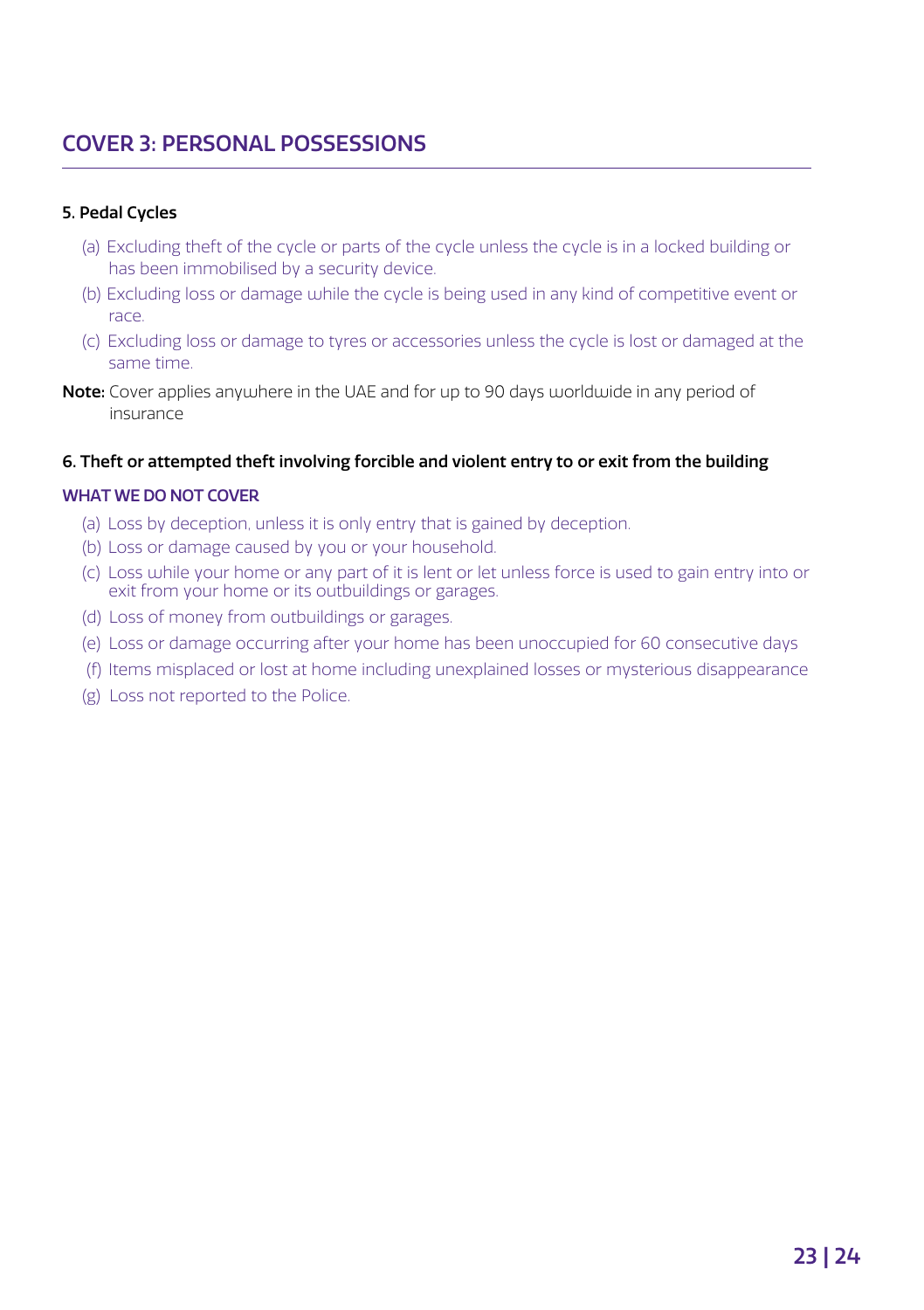## COVER 3: PERSONAL POSSESSIONS

**5. Pedal Cycles**

(a) Excluding theft of the cycle or parts of the cycle unless the cycle is in a locked building or has been immobilised by a security device.

(b) Excluding loss or damage while the cycle is being used in any kind of competitive event or race.

(c) Excluding loss or damage to tyres or accessories unless the cycle is lost or damaged at the same time.

**Note:** Cover applies anywhere in the UAE and for up to 90 days worldwide in any period of insurance

**6. Theft or attempted theft involving forcible and violent entry to or exit from the building**

**WHAT WE DO NOT COVER**

(a) Loss by deception, unless it is only entry that is gained by deception.

(b) Loss or damage caused by you or your household.

(c) Loss while your home or any part of it is lent or let unless force is used to gain entry into or exit from your home or its outbuildings or garages.

(d) Loss of money from outbuildings or garages.

(e) Loss or damage occurring after your home has been unoccupied for 60 consecutive days

(f) Items misplaced or lost at home including unexplained losses or mysterious disappearance

(g) Loss not reported to the Police.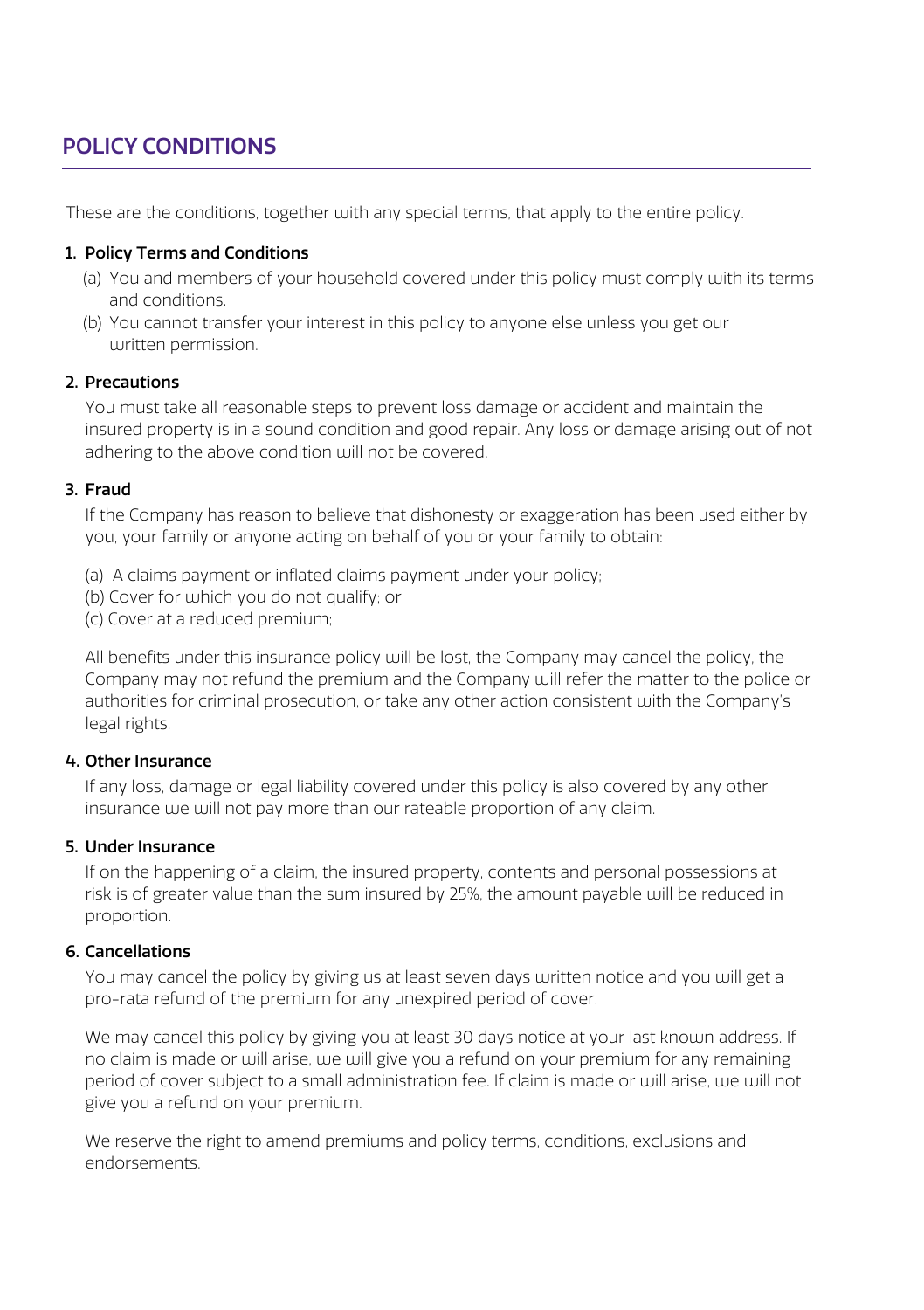## POLICY CONDITIONS

These are the conditions, together with any special terms, that apply to the entire policy.

### 1. Policy Terms and Conditions

(a) You and members of your household covered under this policy must comply with its terms and conditions.

(b) You cannot transfer your interest in this policy to anyone else unless you get our written permission.

### 2. Precautions

You must take all reasonable steps to prevent loss damage or accident and maintain the insured property is in a sound condition and good repair. Any loss or damage arising out of not adhering to the above condition will not be covered.

### 3. Fraud

If the Company has reason to believe that dishonesty or exaggeration has been used either by you, your family or anyone acting on behalf of you or your family to obtain:

(a) A claims payment or inflated claims payment under your policy;

(b) Cover for which you do not qualify; or

(c) Cover at a reduced premium;

All benefits under this insurance policy will be lost, the Company may cancel the policy, the Company may not refund the premium and the Company will refer the matter to the police or authorities for criminal prosecution, or take any other action consistent with the Company's legal rights.

### 4. Other Insurance

If any loss, damage or legal liability covered under this policy is also covered by any other insurance we will not pay more than our rateable proportion of any claim.

### 5. Under Insurance

If on the happening of a claim, the insured property, contents and personal possessions at risk is of greater value than the sum insured by 25%, the amount payable will be reduced in proportion.

### 6. Cancellations

You may cancel the policy by giving us at least seven days written notice and you will get a pro-rata refund of the premium for any unexpired period of cover.

We may cancel this policy by giving you at least 30 days notice at your last known address. If no claim is made or will arise, we will give you a refund on your premium for any remaining period of cover subject to a small administration fee. If claim is made or will arise, we will not give you a refund on your premium.

We reserve the right to amend premiums and policy terms, conditions, exclusions and endorsements.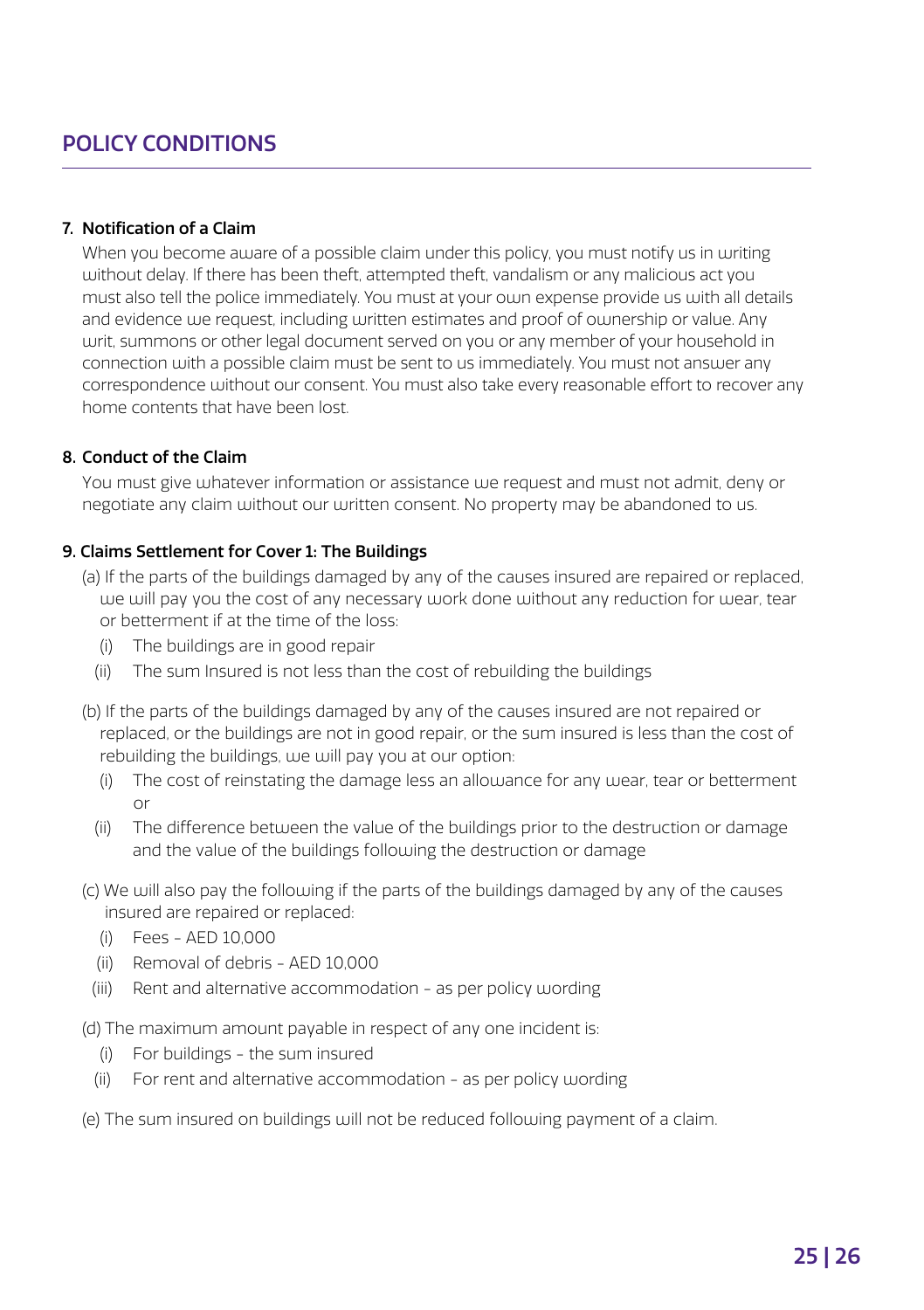# POLICY CONDITIONS

**7. Notification of a Claim**

When you become aware of a possible claim under this policy, you must notify us in writing without delay. If there has been theft, attempted theft, vandalism or any malicious act you must also tell the police immediately. You must at your own expense provide us with all details and evidence we request, including written estimates and proof of ownership or value. Any writ, summons or other legal document served on you or any member of your household in connection with a possible claim must be sent to us immediately. You must not answer any correspondence without our consent. You must also take every reasonable effort to recover any home contents that have been lost.

**8. Conduct of the Claim**

You must give whatever information or assistance we request and must not admit, deny or negotiate any claim without our written consent. No property may be abandoned to us.

**9. Claims Settlement for Cover 1: The Buildings**

(a) If the parts of the buildings damaged by any of the causes insured are repaired or replaced, we will pay you the cost of any necessary work done without any reduction for wear, tear or betterment if at the time of the loss:

- (i) The buildings are in good repair
- (ii) The sum Insured is not less than the cost of rebuilding the buildings

(b) If the parts of the buildings damaged by any of the causes insured are not repaired or replaced, or the buildings are not in good repair, or the sum insured is less than the cost of rebuilding the buildings, we will pay you at our option:

- (i) The cost of reinstating the damage less an allowance for any wear, tear or betterment or
- (ii) The difference between the value of the buildings prior to the destruction or damage and the value of the buildings following the destruction or damage

(c) We will also pay the following if the parts of the buildings damaged by any of the causes insured are repaired or replaced:

- (i) Fees - AED 10,000
- (ii) Removal of debris - AED 10,000
- (iii) Rent and alternative accommodation - as per policy wording

(d) The maximum amount payable in respect of any one incident is:

- (i) For buildings - the sum insured
- (ii) For rent and alternative accommodation - as per policy wording

(e) The sum insured on buildings will not be reduced following payment of a claim.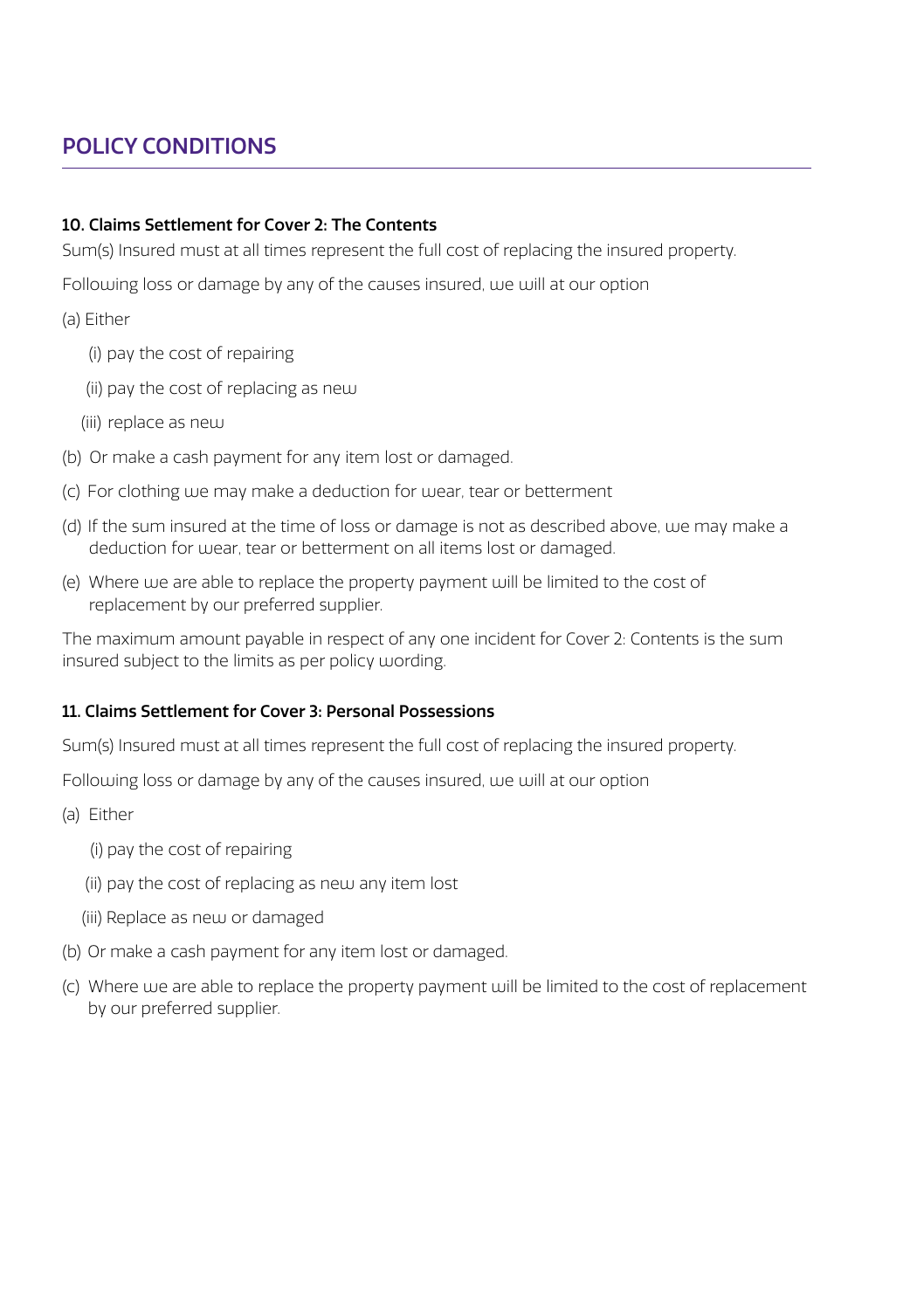## POLICY CONDITIONS

### 10. Claims Settlement for Cover 2: The Contents

Sum(s) Insured must at all times represent the full cost of replacing the insured property.

Following loss or damage by any of the causes insured, we will at our option

(a) Either

(i) pay the cost of repairing

(ii) pay the cost of replacing as new

(iii) replace as new

(b) Or make a cash payment for any item lost or damaged.

(c) For clothing we may make a deduction for wear, tear or betterment

(d) If the sum insured at the time of loss or damage is not as described above, we may make a deduction for wear, tear or betterment on all items lost or damaged.

(e) Where we are able to replace the property payment will be limited to the cost of replacement by our preferred supplier.

The maximum amount payable in respect of any one incident for Cover 2: Contents is the sum insured subject to the limits as per policy wording.

### 11. Claims Settlement for Cover 3: Personal Possessions

Sum(s) Insured must at all times represent the full cost of replacing the insured property.

Following loss or damage by any of the causes insured, we will at our option

(a) Either

(i) pay the cost of repairing

(ii) pay the cost of replacing as new any item lost

(iii) Replace as new or damaged

(b) Or make a cash payment for any item lost or damaged.

(c) Where we are able to replace the property payment will be limited to the cost of replacement by our preferred supplier.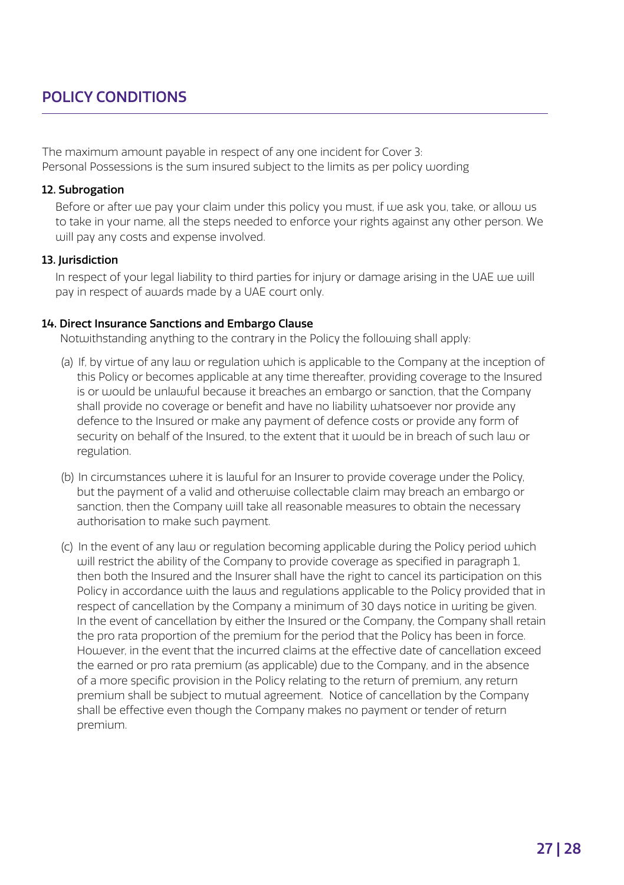## POLICY CONDITIONS

The maximum amount payable in respect of any one incident for Cover 3: Personal Possessions is the sum insured subject to the limits as per policy wording

**12. Subrogation**

Before or after we pay your claim under this policy you must, if we ask you, take, or allow us to take in your name, all the steps needed to enforce your rights against any other person. We will pay any costs and expense involved.

**13. Jurisdiction**

In respect of your legal liability to third parties for injury or damage arising in the UAE we will pay in respect of awards made by a UAE court only.

**14. Direct Insurance Sanctions and Embargo Clause**

Notwithstanding anything to the contrary in the Policy the following shall apply:

(a) If, by virtue of any law or regulation which is applicable to the Company at the inception of this Policy or becomes applicable at any time thereafter, providing coverage to the Insured is or would be unlawful because it breaches an embargo or sanction, that the Company shall provide no coverage or benefit and have no liability whatsoever nor provide any defence to the Insured or make any payment of defence costs or provide any form of security on behalf of the Insured, to the extent that it would be in breach of such law or regulation.

(b) In circumstances where it is lawful for an Insurer to provide coverage under the Policy, but the payment of a valid and otherwise collectable claim may breach an embargo or sanction, then the Company will take all reasonable measures to obtain the necessary authorisation to make such payment.

(c) In the event of any law or regulation becoming applicable during the Policy period which will restrict the ability of the Company to provide coverage as specified in paragraph 1, then both the Insured and the Insurer shall have the right to cancel its participation on this Policy in accordance with the laws and regulations applicable to the Policy provided that in respect of cancellation by the Company a minimum of 30 days notice in writing be given. In the event of cancellation by either the Insured or the Company, the Company shall retain the pro rata proportion of the premium for the period that the Policy has been in force. However, in the event that the incurred claims at the effective date of cancellation exceed the earned or pro rata premium (as applicable) due to the Company, and in the absence of a more specific provision in the Policy relating to the return of premium, any return premium shall be subject to mutual agreement. Notice of cancellation by the Company shall be effective even though the Company makes no payment or tender of return premium.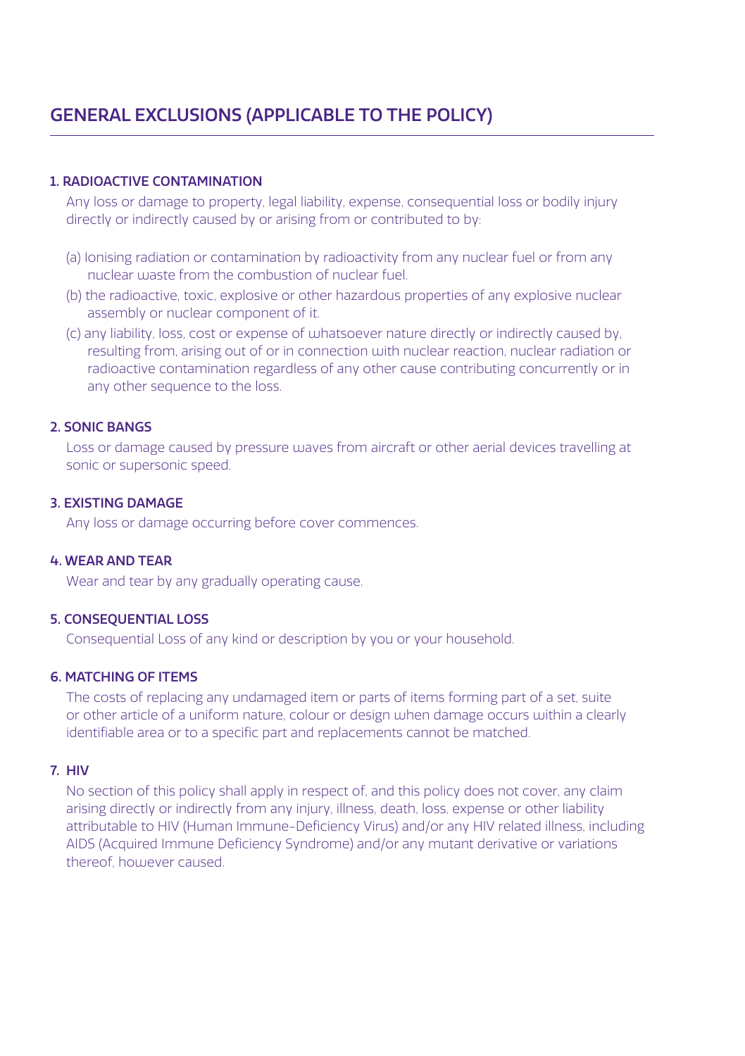# GENERAL EXCLUSIONS (APPLICABLE TO THE POLICY)

### 1. RADIOACTIVE CONTAMINATION

Any loss or damage to property, legal liability, expense, consequential loss or bodily injury directly or indirectly caused by or arising from or contributed to by:

(a) Ionising radiation or contamination by radioactivity from any nuclear fuel or from any nuclear waste from the combustion of nuclear fuel.

(b) the radioactive, toxic, explosive or other hazardous properties of any explosive nuclear assembly or nuclear component of it.

(c) any liability, loss, cost or expense of whatsoever nature directly or indirectly caused by, resulting from, arising out of or in connection with nuclear reaction, nuclear radiation or radioactive contamination regardless of any other cause contributing concurrently or in any other sequence to the loss.

### 2. SONIC BANGS

Loss or damage caused by pressure waves from aircraft or other aerial devices travelling at sonic or supersonic speed.

### 3. EXISTING DAMAGE

Any loss or damage occurring before cover commences.

### 4. WEAR AND TEAR

Wear and tear by any gradually operating cause.

### 5. CONSEQUENTIAL LOSS

Consequential Loss of any kind or description by you or your household.

### 6. MATCHING OF ITEMS

The costs of replacing any undamaged item or parts of items forming part of a set, suite or other article of a uniform nature, colour or design when damage occurs within a clearly identifiable area or to a specific part and replacements cannot be matched.

### 7. HIV

No section of this policy shall apply in respect of, and this policy does not cover, any claim arising directly or indirectly from any injury, illness, death, loss, expense or other liability attributable to HIV (Human Immune-Deficiency Virus) and/or any HIV related illness, including AIDS (Acquired Immune Deficiency Syndrome) and/or any mutant derivative or variations thereof, however caused.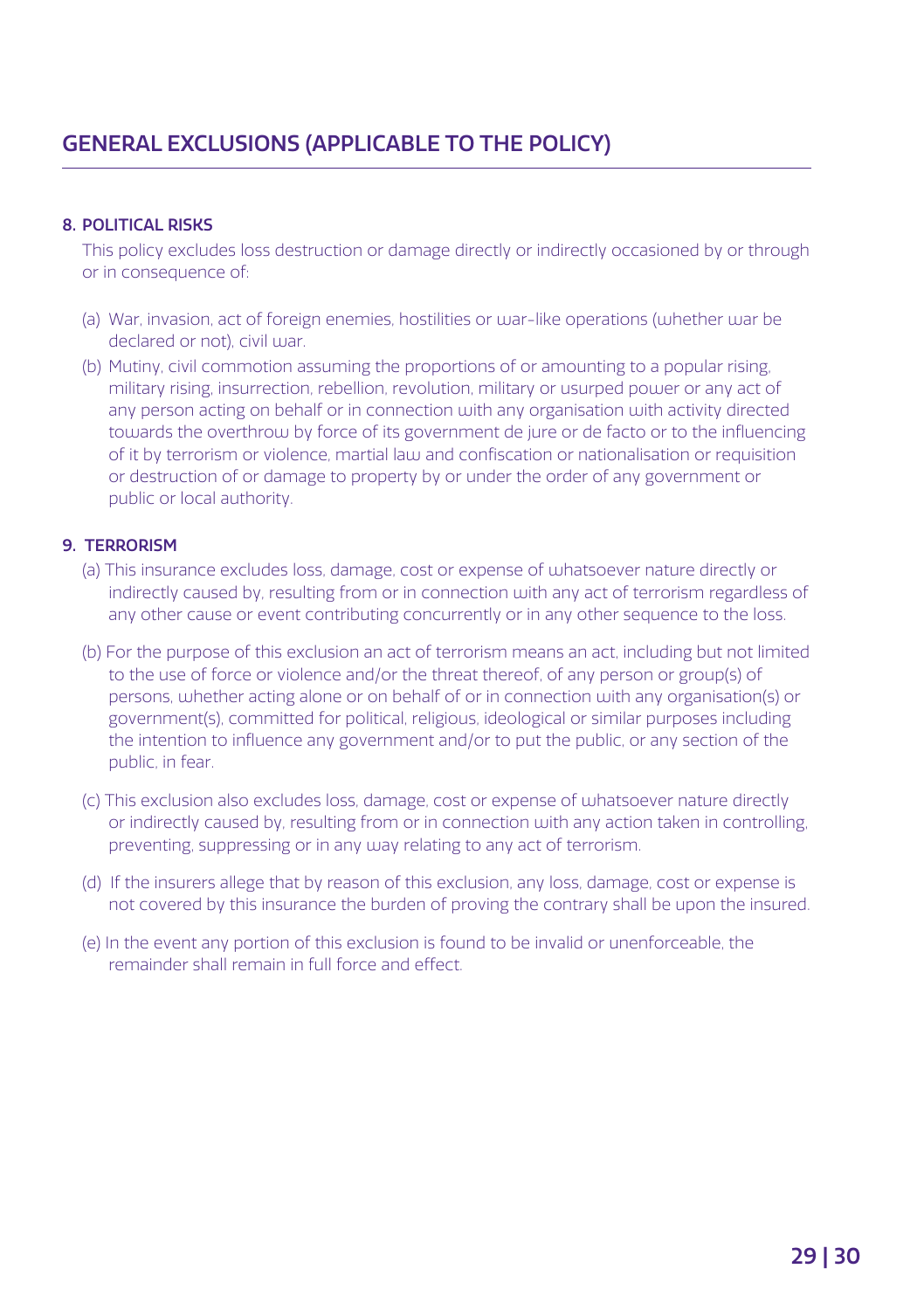## GENERAL EXCLUSIONS (APPLICABLE TO THE POLICY)

**8. POLITICAL RISKS**

This policy excludes loss destruction or damage directly or indirectly occasioned by or through or in consequence of:

(a) War, invasion, act of foreign enemies, hostilities or war-like operations (whether war be declared or not), civil war.

(b) Mutiny, civil commotion assuming the proportions of or amounting to a popular rising, military rising, insurrection, rebellion, revolution, military or usurped power or any act of any person acting on behalf or in connection with any organisation with activity directed towards the overthrow by force of its government de jure or de facto or to the influencing of it by terrorism or violence, martial law and confiscation or nationalisation or requisition or destruction of or damage to property by or under the order of any government or public or local authority.

**9. TERRORISM**

(a) This insurance excludes loss, damage, cost or expense of whatsoever nature directly or indirectly caused by, resulting from or in connection with any act of terrorism regardless of any other cause or event contributing concurrently or in any other sequence to the loss.

(b) For the purpose of this exclusion an act of terrorism means an act, including but not limited to the use of force or violence and/or the threat thereof, of any person or group(s) of persons, whether acting alone or on behalf of or in connection with any organisation(s) or government(s), committed for political, religious, ideological or similar purposes including the intention to influence any government and/or to put the public, or any section of the public, in fear.

(c) This exclusion also excludes loss, damage, cost or expense of whatsoever nature directly or indirectly caused by, resulting from or in connection with any action taken in controlling, preventing, suppressing or in any way relating to any act of terrorism.

(d) If the insurers allege that by reason of this exclusion, any loss, damage, cost or expense is not covered by this insurance the burden of proving the contrary shall be upon the insured.

(e) In the event any portion of this exclusion is found to be invalid or unenforceable, the remainder shall remain in full force and effect.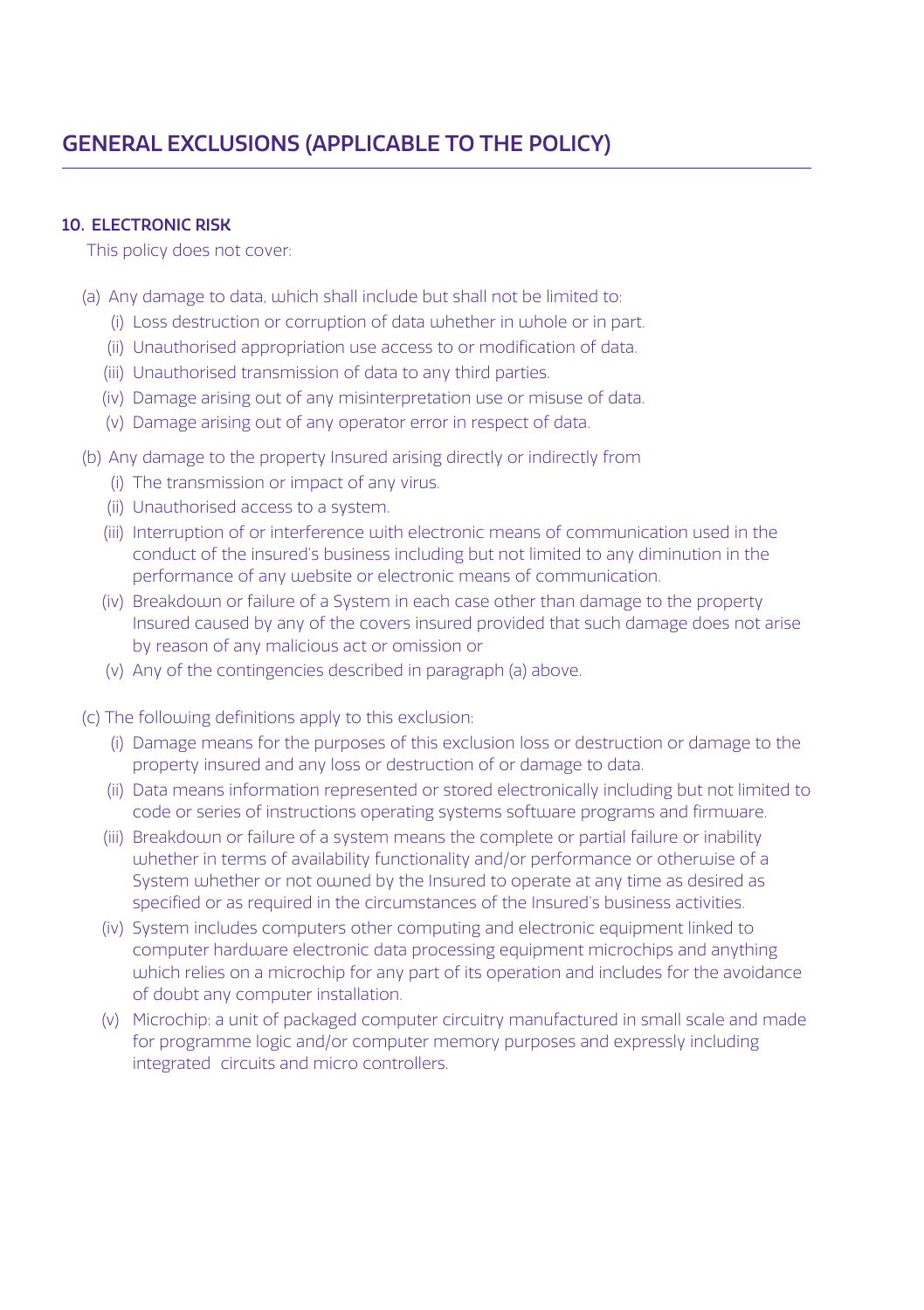## GENERAL EXCLUSIONS (APPLICABLE TO THE POLICY)

### 10. ELECTRONIC RISK

This policy does not cover:

(a) Any damage to data, which shall include but shall not be limited to:

- (i) Loss destruction or corruption of data whether in whole or in part.
- (ii) Unauthorised appropriation use access to or modification of data.
- (iii) Unauthorised transmission of data to any third parties.
- (iv) Damage arising out of any misinterpretation use or misuse of data.
- (v) Damage arising out of any operator error in respect of data.

(b) Any damage to the property Insured arising directly or indirectly from

- (i) The transmission or impact of any virus.
- (ii) Unauthorised access to a system.
- (iii) Interruption of or interference with electronic means of communication used in the conduct of the insured's business including but not limited to any diminution in the performance of any website or electronic means of communication.
- (iv) Breakdown or failure of a System in each case other than damage to the property Insured caused by any of the covers insured provided that such damage does not arise by reason of any malicious act or omission or
- (v) Any of the contingencies described in paragraph (a) above.

(c) The following definitions apply to this exclusion:

- (i) Damage means for the purposes of this exclusion loss or destruction or damage to the property insured and any loss or destruction of or damage to data.
- (ii) Data means information represented or stored electronically including but not limited to code or series of instructions operating systems software programs and firmware.
- (iii) Breakdown or failure of a system means the complete or partial failure or inability whether in terms of availability functionality and/or performance or otherwise of a System whether or not owned by the Insured to operate at any time as desired as specified or as required in the circumstances of the Insured's business activities.
- (iv) System includes computers other computing and electronic equipment linked to computer hardware electronic data processing equipment microchips and anything which relies on a microchip for any part of its operation and includes for the avoidance of doubt any computer installation.
- (v) Microchip: a unit of packaged computer circuitry manufactured in small scale and made for programme logic and/or computer memory purposes and expressly including integrated circuits and micro controllers.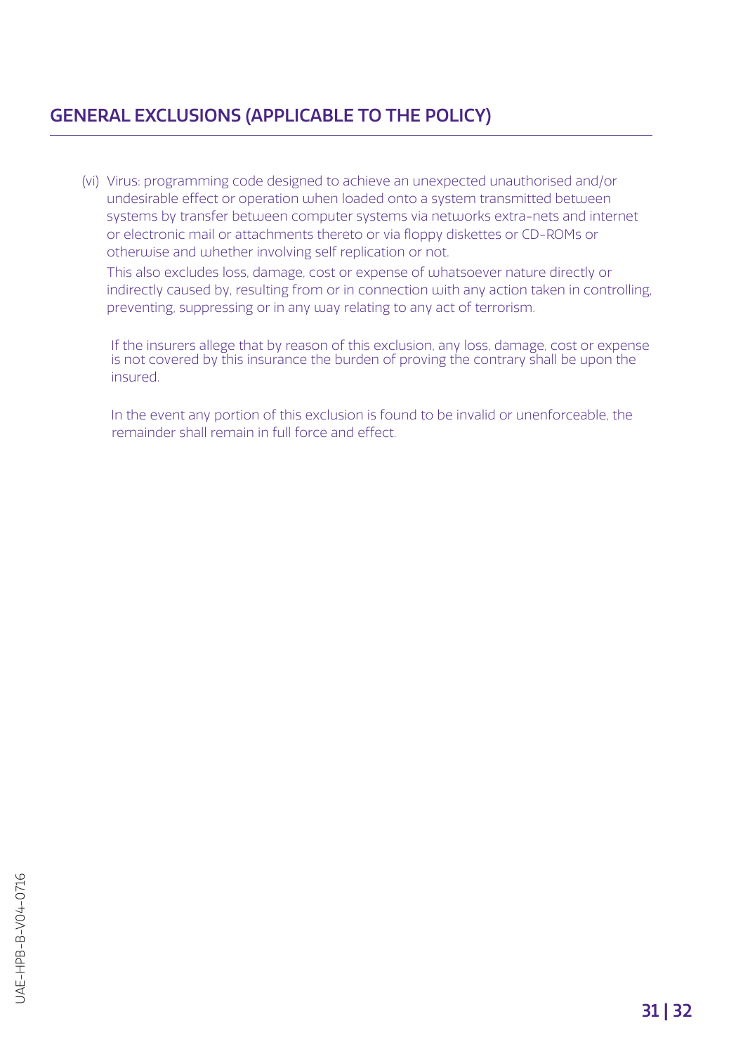## GENERAL EXCLUSIONS (APPLICABLE TO THE POLICY)

(vi) Virus: programming code designed to achieve an unexpected unauthorised and/or undesirable effect or operation when loaded onto a system transmitted between systems by transfer between computer systems via networks extra-nets and internet or electronic mail or attachments thereto or via floppy diskettes or CD-ROMs or otherwise and whether involving self replication or not.

This also excludes loss, damage, cost or expense of whatsoever nature directly or indirectly caused by, resulting from or in connection with any action taken in controlling, preventing, suppressing or in any way relating to any act of terrorism.

If the insurers allege that by reason of this exclusion, any loss, damage, cost or expense is not covered by this insurance the burden of proving the contrary shall be upon the insured.

In the event any portion of this exclusion is found to be invalid or unenforceable, the remainder shall remain in full force and effect.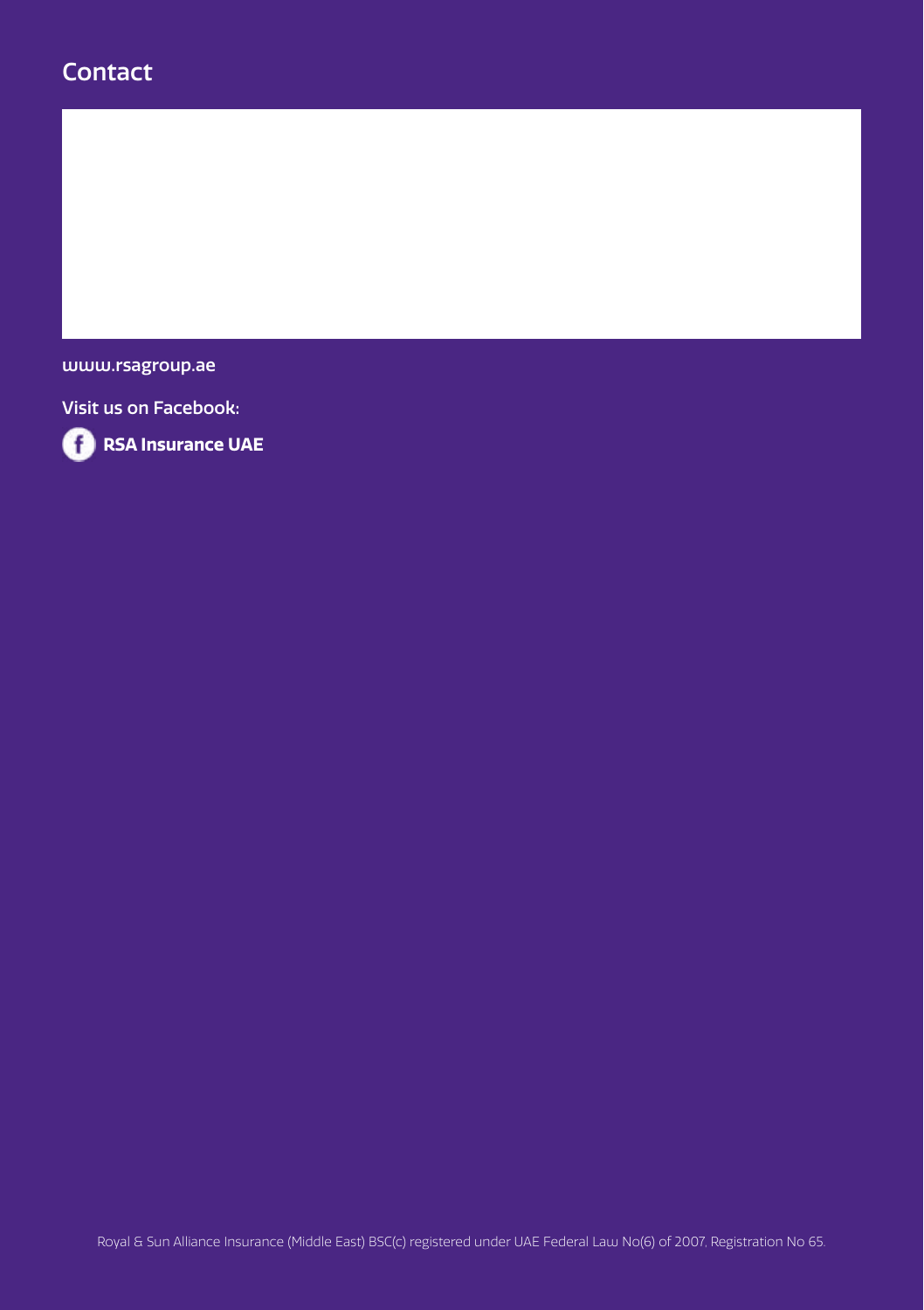## Contact

www.rsagroup.ae

Visit us on Facebook:

**RSA Insurance UAE**

Royal & Sun Alliance Insurance (Middle East) BSC(c) registered under UAE Federal Law No(6) of 2007, Registration No 65.